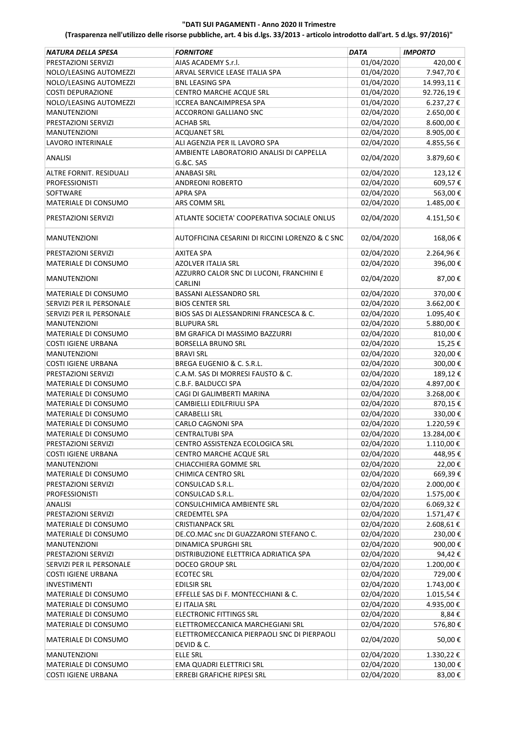**"DATI SUI PAGAMENTI - Anno 2020 II Trimestre**

**(Trasparenza nell'utilizzo delle risorse pubbliche, art. 4 bis d.lgs. 33/2013 - articolo introdotto dall'art. 5 d.lgs. 97/2016)"**

| *NATURA DELLA SPESA* | *FORNITORE* | *DATA* | *IMPORTO* |
|---|---|---|---|
| PRESTAZIONI SERVIZI | AIAS ACADEMY S.r.l. | 01/04/2020 | 420,00 € |
| NOLO/LEASING AUTOMEZZI | ARVAL SERVICE LEASE ITALIA SPA | 01/04/2020 | 7.947,70 € |
| NOLO/LEASING AUTOMEZZI | BNL LEASING SPA | 01/04/2020 | 14.993,11 € |
| COSTI DEPURAZIONE | CENTRO MARCHE ACQUE SRL | 01/04/2020 | 92.726,19 € |
| NOLO/LEASING AUTOMEZZI | ICCREA BANCAIMPRESA SPA | 01/04/2020 | 6.237,27 € |
| MANUTENZIONI | ACCORRONI GALLIANO SNC | 02/04/2020 | 2.650,00 € |
| PRESTAZIONI SERVIZI | ACHAB SRL | 02/04/2020 | 8.600,00 € |
| MANUTENZIONI | ACQUANET SRL | 02/04/2020 | 8.905,00 € |
| LAVORO INTERINALE | ALI AGENZIA PER IL LAVORO SPA | 02/04/2020 | 4.855,56 € |
| ANALISI | AMBIENTE LABORATORIO ANALISI DI CAPPELLA G.&C. SAS | 02/04/2020 | 3.879,60 € |
| ALTRE FORNIT. RESIDUALI | ANABASI SRL | 02/04/2020 | 123,12 € |
| PROFESSIONISTI | ANDREONI ROBERTO | 02/04/2020 | 609,57 € |
| SOFTWARE | APRA SPA | 02/04/2020 | 563,00 € |
| MATERIALE DI CONSUMO | ARS COMM SRL | 02/04/2020 | 1.485,00 € |
| PRESTAZIONI SERVIZI | ATLANTE SOCIETA' COOPERATIVA SOCIALE ONLUS | 02/04/2020 | 4.151,50 € |
| MANUTENZIONI | AUTOFFICINA CESARINI DI RICCINI LORENZO & C SNC | 02/04/2020 | 168,06 € |
| PRESTAZIONI SERVIZI | AXITEA SPA | 02/04/2020 | 2.264,96 € |
| MATERIALE DI CONSUMO | AZOLVER ITALIA SRL | 02/04/2020 | 396,00 € |
| MANUTENZIONI | AZZURRO CALOR SNC DI LUCONI, FRANCHINI E CARLINI | 02/04/2020 | 87,00 € |
| MATERIALE DI CONSUMO | BASSANI ALESSANDRO SRL | 02/04/2020 | 370,00 € |
| SERVIZI PER IL PERSONALE | BIOS CENTER SRL | 02/04/2020 | 3.662,00 € |
| SERVIZI PER IL PERSONALE | BIOS SAS DI ALESSANDRINI FRANCESCA & C. | 02/04/2020 | 1.095,40 € |
| MANUTENZIONI | BLUPURA SRL | 02/04/2020 | 5.880,00 € |
| MATERIALE DI CONSUMO | BM GRAFICA DI MASSIMO BAZZURRI | 02/04/2020 | 810,00 € |
| COSTI IGIENE URBANA | BORSELLA BRUNO SRL | 02/04/2020 | 15,25 € |
| MANUTENZIONI | BRAVI SRL | 02/04/2020 | 320,00 € |
| COSTI IGIENE URBANA | BREGA EUGENIO & C. S.R.L. | 02/04/2020 | 300,00 € |
| PRESTAZIONI SERVIZI | C.A.M. SAS DI MORRESI FAUSTO & C. | 02/04/2020 | 189,12 € |
| MATERIALE DI CONSUMO | C.B.F. BALDUCCI SPA | 02/04/2020 | 4.897,00 € |
| MATERIALE DI CONSUMO | CAGI DI GALIMBERTI MARINA | 02/04/2020 | 3.268,00 € |
| MATERIALE DI CONSUMO | CAMBIELLI EDILFRIULI SPA | 02/04/2020 | 870,15 € |
| MATERIALE DI CONSUMO | CARABELLI SRL | 02/04/2020 | 330,00 € |
| MATERIALE DI CONSUMO | CARLO CAGNONI SPA | 02/04/2020 | 1.220,59 € |
| MATERIALE DI CONSUMO | CENTRALTUBI SPA | 02/04/2020 | 13.284,00 € |
| PRESTAZIONI SERVIZI | CENTRO ASSISTENZA ECOLOGICA SRL | 02/04/2020 | 1.110,00 € |
| COSTI IGIENE URBANA | CENTRO MARCHE ACQUE SRL | 02/04/2020 | 448,95 € |
| MANUTENZIONI | CHIACCHIERA GOMME SRL | 02/04/2020 | 22,00 € |
| MATERIALE DI CONSUMO | CHIMICA CENTRO SRL | 02/04/2020 | 669,39 € |
| PRESTAZIONI SERVIZI | CONSULCAD S.R.L. | 02/04/2020 | 2.000,00 € |
| PROFESSIONISTI | CONSULCAD S.R.L. | 02/04/2020 | 1.575,00 € |
| ANALISI | CONSULCHIMICA AMBIENTE SRL | 02/04/2020 | 6.069,32 € |
| PRESTAZIONI SERVIZI | CREDEMTEL SPA | 02/04/2020 | 1.571,47 € |
| MATERIALE DI CONSUMO | CRISTIANPACK SRL | 02/04/2020 | 2.608,61 € |
| MATERIALE DI CONSUMO | DE.CO.MAC snc DI GUAZZARONI STEFANO C. | 02/04/2020 | 230,00 € |
| MANUTENZIONI | DINAMICA SPURGHI SRL | 02/04/2020 | 900,00 € |
| PRESTAZIONI SERVIZI | DISTRIBUZIONE ELETTRICA ADRIATICA SPA | 02/04/2020 | 94,42 € |
| SERVIZI PER IL PERSONALE | DOCEO GROUP SRL | 02/04/2020 | 1.200,00 € |
| COSTI IGIENE URBANA | ECOTEC SRL | 02/04/2020 | 729,00 € |
| INVESTIMENTI | EDILSIR SRL | 02/04/2020 | 1.743,00 € |
| MATERIALE DI CONSUMO | EFFELLE SAS Di F. MONTECCHIANI & C. | 02/04/2020 | 1.015,54 € |
| MATERIALE DI CONSUMO | EJ ITALIA SRL | 02/04/2020 | 4.935,00 € |
| MATERIALE DI CONSUMO | ELECTRONIC FITTINGS SRL | 02/04/2020 | 8,84 € |
| MATERIALE DI CONSUMO | ELETTROMECCANICA MARCHEGIANI SRL | 02/04/2020 | 576,80 € |
| MATERIALE DI CONSUMO | ELETTROMECCANICA PIERPAOLI SNC DI PIERPAOLI DEVID & C. | 02/04/2020 | 50,00 € |
| MANUTENZIONI | ELLE SRL | 02/04/2020 | 1.330,22 € |
| MATERIALE DI CONSUMO | EMA QUADRI ELETTRICI SRL | 02/04/2020 | 130,00 € |
| COSTI IGIENE URBANA | ERREBI GRAFICHE RIPESI SRL | 02/04/2020 | 83,00 € |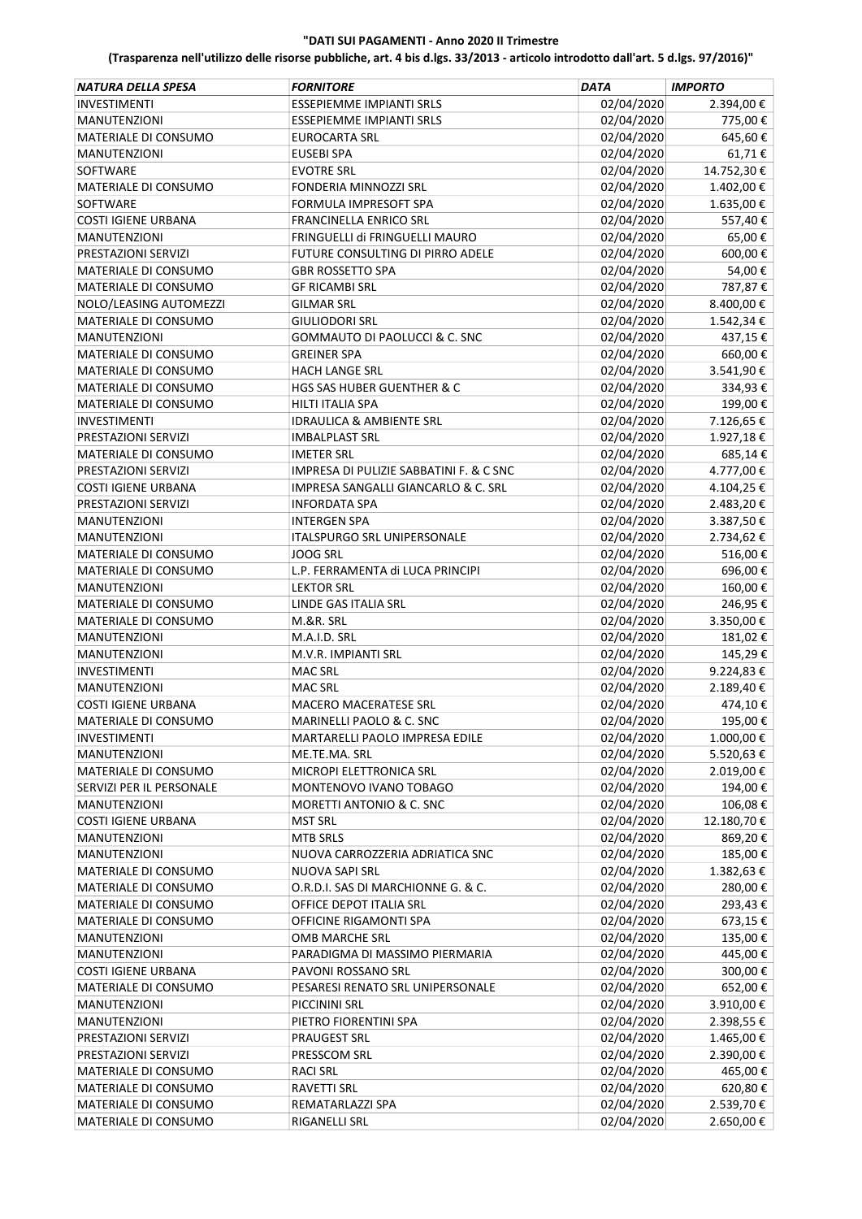**"DATI SUI PAGAMENTI - Anno 2020 II Trimestre**

**(Trasparenza nell'utilizzo delle risorse pubbliche, art. 4 bis d.lgs. 33/2013 - articolo introdotto dall'art. 5 d.lgs. 97/2016)"**

| *NATURA DELLA SPESA* | *FORNITORE* | *DATA* | *IMPORTO* |
|---|---|---|---|
| INVESTIMENTI | ESSEPIEMME IMPIANTI SRLS | 02/04/2020 | 2.394,00 € |
| MANUTENZIONI | ESSEPIEMME IMPIANTI SRLS | 02/04/2020 | 775,00 € |
| MATERIALE DI CONSUMO | EUROCARTA SRL | 02/04/2020 | 645,60 € |
| MANUTENZIONI | EUSEBI SPA | 02/04/2020 | 61,71 € |
| SOFTWARE | EVOTRE SRL | 02/04/2020 | 14.752,30 € |
| MATERIALE DI CONSUMO | FONDERIA MINNOZZI SRL | 02/04/2020 | 1.402,00 € |
| SOFTWARE | FORMULA IMPRESOFT SPA | 02/04/2020 | 1.635,00 € |
| COSTI IGIENE URBANA | FRANCINELLA ENRICO SRL | 02/04/2020 | 557,40 € |
| MANUTENZIONI | FRINGUELLI di FRINGUELLI MAURO | 02/04/2020 | 65,00 € |
| PRESTAZIONI SERVIZI | FUTURE CONSULTING DI PIRRO ADELE | 02/04/2020 | 600,00 € |
| MATERIALE DI CONSUMO | GBR ROSSETTO SPA | 02/04/2020 | 54,00 € |
| MATERIALE DI CONSUMO | GF RICAMBI SRL | 02/04/2020 | 787,87 € |
| NOLO/LEASING AUTOMEZZI | GILMAR SRL | 02/04/2020 | 8.400,00 € |
| MATERIALE DI CONSUMO | GIULIODORI SRL | 02/04/2020 | 1.542,34 € |
| MANUTENZIONI | GOMMAUTO DI PAOLUCCI & C. SNC | 02/04/2020 | 437,15 € |
| MATERIALE DI CONSUMO | GREINER SPA | 02/04/2020 | 660,00 € |
| MATERIALE DI CONSUMO | HACH LANGE SRL | 02/04/2020 | 3.541,90 € |
| MATERIALE DI CONSUMO | HGS SAS HUBER GUENTHER & C | 02/04/2020 | 334,93 € |
| MATERIALE DI CONSUMO | HILTI ITALIA SPA | 02/04/2020 | 199,00 € |
| INVESTIMENTI | IDRAULICA & AMBIENTE SRL | 02/04/2020 | 7.126,65 € |
| PRESTAZIONI SERVIZI | IMBALPLAST SRL | 02/04/2020 | 1.927,18 € |
| MATERIALE DI CONSUMO | IMETER SRL | 02/04/2020 | 685,14 € |
| PRESTAZIONI SERVIZI | IMPRESA DI PULIZIE SABBATINI F. & C SNC | 02/04/2020 | 4.777,00 € |
| COSTI IGIENE URBANA | IMPRESA SANGALLI GIANCARLO & C. SRL | 02/04/2020 | 4.104,25 € |
| PRESTAZIONI SERVIZI | INFORDATA SPA | 02/04/2020 | 2.483,20 € |
| MANUTENZIONI | INTERGEN SPA | 02/04/2020 | 3.387,50 € |
| MANUTENZIONI | ITALSPURGO SRL UNIPERSONALE | 02/04/2020 | 2.734,62 € |
| MATERIALE DI CONSUMO | JOOG SRL | 02/04/2020 | 516,00 € |
| MATERIALE DI CONSUMO | L.P. FERRAMENTA di LUCA PRINCIPI | 02/04/2020 | 696,00 € |
| MANUTENZIONI | LEKTOR SRL | 02/04/2020 | 160,00 € |
| MATERIALE DI CONSUMO | LINDE GAS ITALIA SRL | 02/04/2020 | 246,95 € |
| MATERIALE DI CONSUMO | M.&R. SRL | 02/04/2020 | 3.350,00 € |
| MANUTENZIONI | M.A.I.D. SRL | 02/04/2020 | 181,02 € |
| MANUTENZIONI | M.V.R. IMPIANTI SRL | 02/04/2020 | 145,29 € |
| INVESTIMENTI | MAC SRL | 02/04/2020 | 9.224,83 € |
| MANUTENZIONI | MAC SRL | 02/04/2020 | 2.189,40 € |
| COSTI IGIENE URBANA | MACERO MACERATESE SRL | 02/04/2020 | 474,10 € |
| MATERIALE DI CONSUMO | MARINELLI PAOLO & C. SNC | 02/04/2020 | 195,00 € |
| INVESTIMENTI | MARTARELLI PAOLO IMPRESA EDILE | 02/04/2020 | 1.000,00 € |
| MANUTENZIONI | ME.TE.MA. SRL | 02/04/2020 | 5.520,63 € |
| MATERIALE DI CONSUMO | MICROPI ELETTRONICA SRL | 02/04/2020 | 2.019,00 € |
| SERVIZI PER IL PERSONALE | MONTENOVO IVANO TOBAGO | 02/04/2020 | 194,00 € |
| MANUTENZIONI | MORETTI ANTONIO & C. SNC | 02/04/2020 | 106,08 € |
| COSTI IGIENE URBANA | MST SRL | 02/04/2020 | 12.180,70 € |
| MANUTENZIONI | MTB SRLS | 02/04/2020 | 869,20 € |
| MANUTENZIONI | NUOVA CARROZZERIA ADRIATICA SNC | 02/04/2020 | 185,00 € |
| MATERIALE DI CONSUMO | NUOVA SAPI SRL | 02/04/2020 | 1.382,63 € |
| MATERIALE DI CONSUMO | O.R.D.I. SAS DI MARCHIONNE G. & C. | 02/04/2020 | 280,00 € |
| MATERIALE DI CONSUMO | OFFICE DEPOT ITALIA SRL | 02/04/2020 | 293,43 € |
| MATERIALE DI CONSUMO | OFFICINE RIGAMONTI SPA | 02/04/2020 | 673,15 € |
| MANUTENZIONI | OMB MARCHE SRL | 02/04/2020 | 135,00 € |
| MANUTENZIONI | PARADIGMA DI MASSIMO PIERMARIA | 02/04/2020 | 445,00 € |
| COSTI IGIENE URBANA | PAVONI ROSSANO SRL | 02/04/2020 | 300,00 € |
| MATERIALE DI CONSUMO | PESARESI RENATO SRL UNIPERSONALE | 02/04/2020 | 652,00 € |
| MANUTENZIONI | PICCININI SRL | 02/04/2020 | 3.910,00 € |
| MANUTENZIONI | PIETRO FIORENTINI SPA | 02/04/2020 | 2.398,55 € |
| PRESTAZIONI SERVIZI | PRAUGEST SRL | 02/04/2020 | 1.465,00 € |
| PRESTAZIONI SERVIZI | PRESSCOM SRL | 02/04/2020 | 2.390,00 € |
| MATERIALE DI CONSUMO | RACI SRL | 02/04/2020 | 465,00 € |
| MATERIALE DI CONSUMO | RAVETTI SRL | 02/04/2020 | 620,80 € |
| MATERIALE DI CONSUMO | REMATARLAZZI SPA | 02/04/2020 | 2.539,70 € |
| MATERIALE DI CONSUMO | RIGANELLI SRL | 02/04/2020 | 2.650,00 € |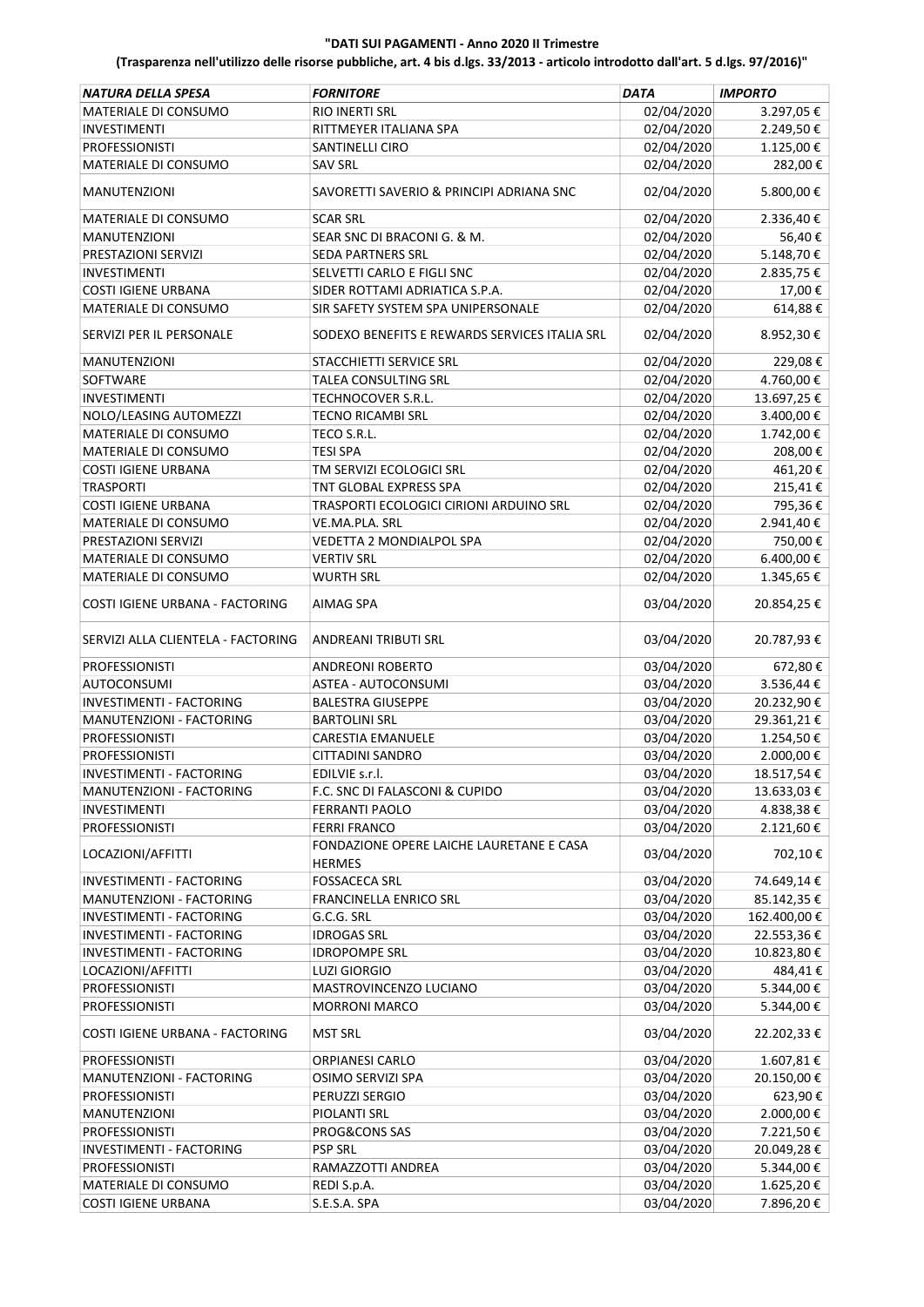**"DATI SUI PAGAMENTI - Anno 2020 II Trimestre**

**(Trasparenza nell'utilizzo delle risorse pubbliche, art. 4 bis d.lgs. 33/2013 - articolo introdotto dall'art. 5 d.lgs. 97/2016)"**

| *NATURA DELLA SPESA* | *FORNITORE* | *DATA* | *IMPORTO* |
|---|---|---|---|
| MATERIALE DI CONSUMO | RIO INERTI SRL | 02/04/2020 | 3.297,05 € |
| INVESTIMENTI | RITTMEYER ITALIANA SPA | 02/04/2020 | 2.249,50 € |
| PROFESSIONISTI | SANTINELLI CIRO | 02/04/2020 | 1.125,00 € |
| MATERIALE DI CONSUMO | SAV SRL | 02/04/2020 | 282,00 € |
| MANUTENZIONI | SAVORETTI SAVERIO & PRINCIPI ADRIANA SNC | 02/04/2020 | 5.800,00 € |
| MATERIALE DI CONSUMO | SCAR SRL | 02/04/2020 | 2.336,40 € |
| MANUTENZIONI | SEAR SNC DI BRACONI G. & M. | 02/04/2020 | 56,40 € |
| PRESTAZIONI SERVIZI | SEDA PARTNERS SRL | 02/04/2020 | 5.148,70 € |
| INVESTIMENTI | SELVETTI CARLO E FIGLI SNC | 02/04/2020 | 2.835,75 € |
| COSTI IGIENE URBANA | SIDER ROTTAMI ADRIATICA S.P.A. | 02/04/2020 | 17,00 € |
| MATERIALE DI CONSUMO | SIR SAFETY SYSTEM SPA UNIPERSONALE | 02/04/2020 | 614,88 € |
| SERVIZI PER IL PERSONALE | SODEXO BENEFITS E REWARDS SERVICES ITALIA SRL | 02/04/2020 | 8.952,30 € |
| MANUTENZIONI | STACCHIETTI SERVICE SRL | 02/04/2020 | 229,08 € |
| SOFTWARE | TALEA CONSULTING SRL | 02/04/2020 | 4.760,00 € |
| INVESTIMENTI | TECHNOCOVER S.R.L. | 02/04/2020 | 13.697,25 € |
| NOLO/LEASING AUTOMEZZI | TECNO RICAMBI SRL | 02/04/2020 | 3.400,00 € |
| MATERIALE DI CONSUMO | TECO S.R.L. | 02/04/2020 | 1.742,00 € |
| MATERIALE DI CONSUMO | TESI SPA | 02/04/2020 | 208,00 € |
| COSTI IGIENE URBANA | TM SERVIZI ECOLOGICI SRL | 02/04/2020 | 461,20 € |
| TRASPORTI | TNT GLOBAL EXPRESS SPA | 02/04/2020 | 215,41 € |
| COSTI IGIENE URBANA | TRASPORTI ECOLOGICI CIRIONI ARDUINO SRL | 02/04/2020 | 795,36 € |
| MATERIALE DI CONSUMO | VE.MA.PLA. SRL | 02/04/2020 | 2.941,40 € |
| PRESTAZIONI SERVIZI | VEDETTA 2 MONDIALPOL SPA | 02/04/2020 | 750,00 € |
| MATERIALE DI CONSUMO | VERTIV SRL | 02/04/2020 | 6.400,00 € |
| MATERIALE DI CONSUMO | WURTH SRL | 02/04/2020 | 1.345,65 € |
| COSTI IGIENE URBANA - FACTORING | AIMAG SPA | 03/04/2020 | 20.854,25 € |
| SERVIZI ALLA CLIENTELA - FACTORING | ANDREANI TRIBUTI SRL | 03/04/2020 | 20.787,93 € |
| PROFESSIONISTI | ANDREONI ROBERTO | 03/04/2020 | 672,80 € |
| AUTOCONSUMI | ASTEA - AUTOCONSUMI | 03/04/2020 | 3.536,44 € |
| INVESTIMENTI - FACTORING | BALESTRA GIUSEPPE | 03/04/2020 | 20.232,90 € |
| MANUTENZIONI - FACTORING | BARTOLINI SRL | 03/04/2020 | 29.361,21 € |
| PROFESSIONISTI | CARESTIA EMANUELE | 03/04/2020 | 1.254,50 € |
| PROFESSIONISTI | CITTADINI SANDRO | 03/04/2020 | 2.000,00 € |
| INVESTIMENTI - FACTORING | EDILVIE s.r.l. | 03/04/2020 | 18.517,54 € |
| MANUTENZIONI - FACTORING | F.C. SNC DI FALASCONI & CUPIDO | 03/04/2020 | 13.633,03 € |
| INVESTIMENTI | FERRANTI PAOLO | 03/04/2020 | 4.838,38 € |
| PROFESSIONISTI | FERRI FRANCO | 03/04/2020 | 2.121,60 € |
| LOCAZIONI/AFFITTI | FONDAZIONE OPERE LAICHE LAURETANE E CASA HERMES | 03/04/2020 | 702,10 € |
| INVESTIMENTI - FACTORING | FOSSACECA SRL | 03/04/2020 | 74.649,14 € |
| MANUTENZIONI - FACTORING | FRANCINELLA ENRICO SRL | 03/04/2020 | 85.142,35 € |
| INVESTIMENTI - FACTORING | G.C.G. SRL | 03/04/2020 | 162.400,00 € |
| INVESTIMENTI - FACTORING | IDROGAS SRL | 03/04/2020 | 22.553,36 € |
| INVESTIMENTI - FACTORING | IDROPOMPE SRL | 03/04/2020 | 10.823,80 € |
| LOCAZIONI/AFFITTI | LUZI GIORGIO | 03/04/2020 | 484,41 € |
| PROFESSIONISTI | MASTROVINCENZO LUCIANO | 03/04/2020 | 5.344,00 € |
| PROFESSIONISTI | MORRONI MARCO | 03/04/2020 | 5.344,00 € |
| COSTI IGIENE URBANA - FACTORING | MST SRL | 03/04/2020 | 22.202,33 € |
| PROFESSIONISTI | ORPIANESI CARLO | 03/04/2020 | 1.607,81 € |
| MANUTENZIONI - FACTORING | OSIMO SERVIZI SPA | 03/04/2020 | 20.150,00 € |
| PROFESSIONISTI | PERUZZI SERGIO | 03/04/2020 | 623,90 € |
| MANUTENZIONI | PIOLANTI SRL | 03/04/2020 | 2.000,00 € |
| PROFESSIONISTI | PROG&CONS SAS | 03/04/2020 | 7.221,50 € |
| INVESTIMENTI - FACTORING | PSP SRL | 03/04/2020 | 20.049,28 € |
| PROFESSIONISTI | RAMAZZOTTI ANDREA | 03/04/2020 | 5.344,00 € |
| MATERIALE DI CONSUMO | REDI S.p.A. | 03/04/2020 | 1.625,20 € |
| COSTI IGIENE URBANA | S.E.S.A. SPA | 03/04/2020 | 7.896,20 € |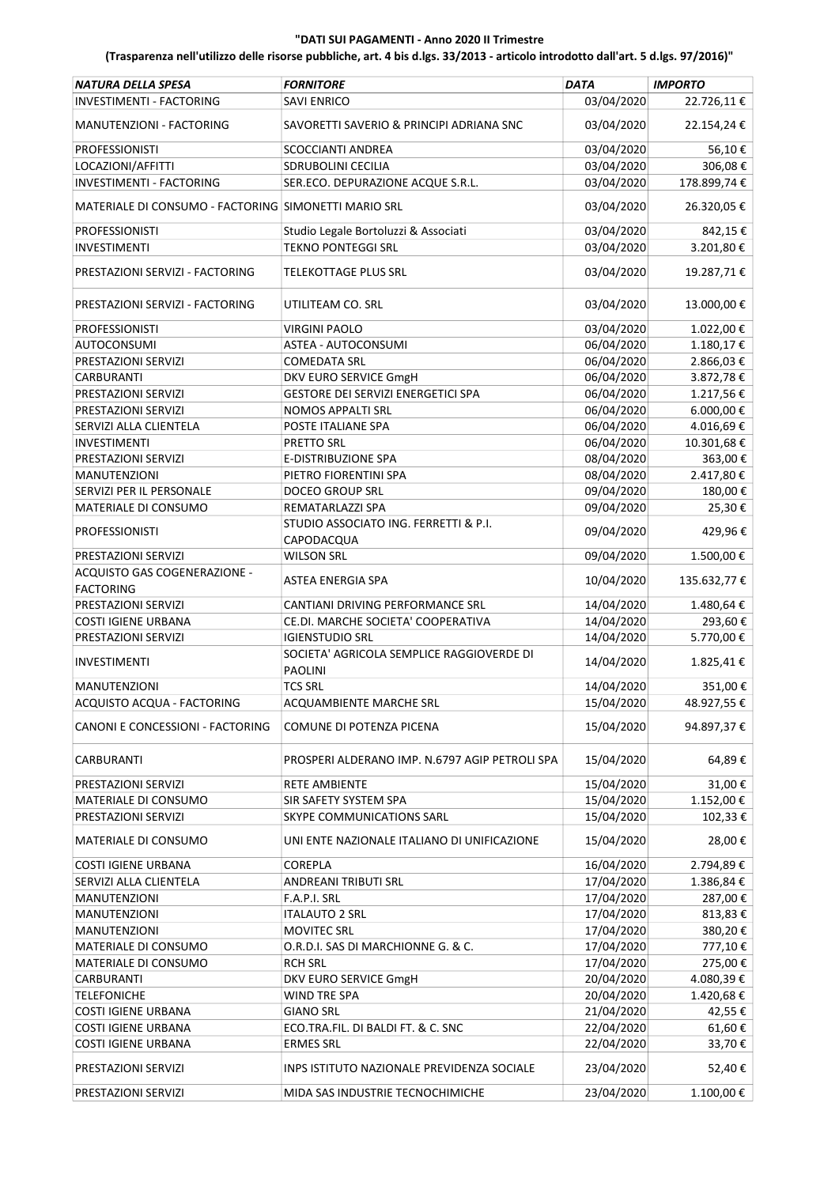**"DATI SUI PAGAMENTI - Anno 2020 II Trimestre**

**(Trasparenza nell'utilizzo delle risorse pubbliche, art. 4 bis d.lgs. 33/2013 - articolo introdotto dall'art. 5 d.lgs. 97/2016)"**

| *NATURA DELLA SPESA* | *FORNITORE* | *DATA* | *IMPORTO* |
|---|---|---|---|
| INVESTIMENTI - FACTORING | SAVI ENRICO | 03/04/2020 | 22.726,11 € |
| MANUTENZIONI - FACTORING | SAVORETTI SAVERIO & PRINCIPI ADRIANA SNC | 03/04/2020 | 22.154,24 € |
| PROFESSIONISTI | SCOCCIANTI ANDREA | 03/04/2020 | 56,10 € |
| LOCAZIONI/AFFITTI | SDRUBOLINI CECILIA | 03/04/2020 | 306,08 € |
| INVESTIMENTI - FACTORING | SER.ECO. DEPURAZIONE ACQUE S.R.L. | 03/04/2020 | 178.899,74 € |
| MATERIALE DI CONSUMO - FACTORING | SIMONETTI MARIO SRL | 03/04/2020 | 26.320,05 € |
| PROFESSIONISTI | Studio Legale Bortoluzzi & Associati | 03/04/2020 | 842,15 € |
| INVESTIMENTI | TEKNO PONTEGGI SRL | 03/04/2020 | 3.201,80 € |
| PRESTAZIONI SERVIZI - FACTORING | TELEKOTTAGE PLUS SRL | 03/04/2020 | 19.287,71 € |
| PRESTAZIONI SERVIZI - FACTORING | UTILITEAM CO. SRL | 03/04/2020 | 13.000,00 € |
| PROFESSIONISTI | VIRGINI PAOLO | 03/04/2020 | 1.022,00 € |
| AUTOCONSUMI | ASTEA - AUTOCONSUMI | 06/04/2020 | 1.180,17 € |
| PRESTAZIONI SERVIZI | COMEDATA SRL | 06/04/2020 | 2.866,03 € |
| CARBURANTI | DKV EURO SERVICE GmgH | 06/04/2020 | 3.872,78 € |
| PRESTAZIONI SERVIZI | GESTORE DEI SERVIZI ENERGETICI SPA | 06/04/2020 | 1.217,56 € |
| PRESTAZIONI SERVIZI | NOMOS APPALTI SRL | 06/04/2020 | 6.000,00 € |
| SERVIZI ALLA CLIENTELA | POSTE ITALIANE SPA | 06/04/2020 | 4.016,69 € |
| INVESTIMENTI | PRETTO SRL | 06/04/2020 | 10.301,68 € |
| PRESTAZIONI SERVIZI | E-DISTRIBUZIONE SPA | 08/04/2020 | 363,00 € |
| MANUTENZIONI | PIETRO FIORENTINI SPA | 08/04/2020 | 2.417,80 € |
| SERVIZI PER IL PERSONALE | DOCEO GROUP SRL | 09/04/2020 | 180,00 € |
| MATERIALE DI CONSUMO | REMATARLAZZI SPA | 09/04/2020 | 25,30 € |
| PROFESSIONISTI | STUDIO ASSOCIATO ING. FERRETTI & P.I. CAPODACQUA | 09/04/2020 | 429,96 € |
| PRESTAZIONI SERVIZI | WILSON SRL | 09/04/2020 | 1.500,00 € |
| ACQUISTO GAS COGENERAZIONE - FACTORING | ASTEA ENERGIA SPA | 10/04/2020 | 135.632,77 € |
| PRESTAZIONI SERVIZI | CANTIANI DRIVING PERFORMANCE SRL | 14/04/2020 | 1.480,64 € |
| COSTI IGIENE URBANA | CE.DI. MARCHE SOCIETA' COOPERATIVA | 14/04/2020 | 293,60 € |
| PRESTAZIONI SERVIZI | IGIENSTUDIO SRL | 14/04/2020 | 5.770,00 € |
| INVESTIMENTI | SOCIETA' AGRICOLA SEMPLICE RAGGIOVERDE DI PAOLINI | 14/04/2020 | 1.825,41 € |
| MANUTENZIONI | TCS SRL | 14/04/2020 | 351,00 € |
| ACQUISTO ACQUA - FACTORING | ACQUAMBIENTE MARCHE SRL | 15/04/2020 | 48.927,55 € |
| CANONI E CONCESSIONI - FACTORING | COMUNE DI POTENZA PICENA | 15/04/2020 | 94.897,37 € |
| CARBURANTI | PROSPERI ALDERANO IMP. N.6797 AGIP PETROLI SPA | 15/04/2020 | 64,89 € |
| PRESTAZIONI SERVIZI | RETE AMBIENTE | 15/04/2020 | 31,00 € |
| MATERIALE DI CONSUMO | SIR SAFETY SYSTEM SPA | 15/04/2020 | 1.152,00 € |
| PRESTAZIONI SERVIZI | SKYPE COMMUNICATIONS SARL | 15/04/2020 | 102,33 € |
| MATERIALE DI CONSUMO | UNI ENTE NAZIONALE ITALIANO DI UNIFICAZIONE | 15/04/2020 | 28,00 € |
| COSTI IGIENE URBANA | COREPLA | 16/04/2020 | 2.794,89 € |
| SERVIZI ALLA CLIENTELA | ANDREANI TRIBUTI SRL | 17/04/2020 | 1.386,84 € |
| MANUTENZIONI | F.A.P.I. SRL | 17/04/2020 | 287,00 € |
| MANUTENZIONI | ITALAUTO 2 SRL | 17/04/2020 | 813,83 € |
| MANUTENZIONI | MOVITEC SRL | 17/04/2020 | 380,20 € |
| MATERIALE DI CONSUMO | O.R.D.I. SAS DI MARCHIONNE G. & C. | 17/04/2020 | 777,10 € |
| MATERIALE DI CONSUMO | RCH SRL | 17/04/2020 | 275,00 € |
| CARBURANTI | DKV EURO SERVICE GmgH | 20/04/2020 | 4.080,39 € |
| TELEFONICHE | WIND TRE SPA | 20/04/2020 | 1.420,68 € |
| COSTI IGIENE URBANA | GIANO SRL | 21/04/2020 | 42,55 € |
| COSTI IGIENE URBANA | ECO.TRA.FIL. DI BALDI FT. & C. SNC | 22/04/2020 | 61,60 € |
| COSTI IGIENE URBANA | ERMES SRL | 22/04/2020 | 33,70 € |
| PRESTAZIONI SERVIZI | INPS ISTITUTO NAZIONALE PREVIDENZA SOCIALE | 23/04/2020 | 52,40 € |
| PRESTAZIONI SERVIZI | MIDA SAS INDUSTRIE TECNOCHIMICHE | 23/04/2020 | 1.100,00 € |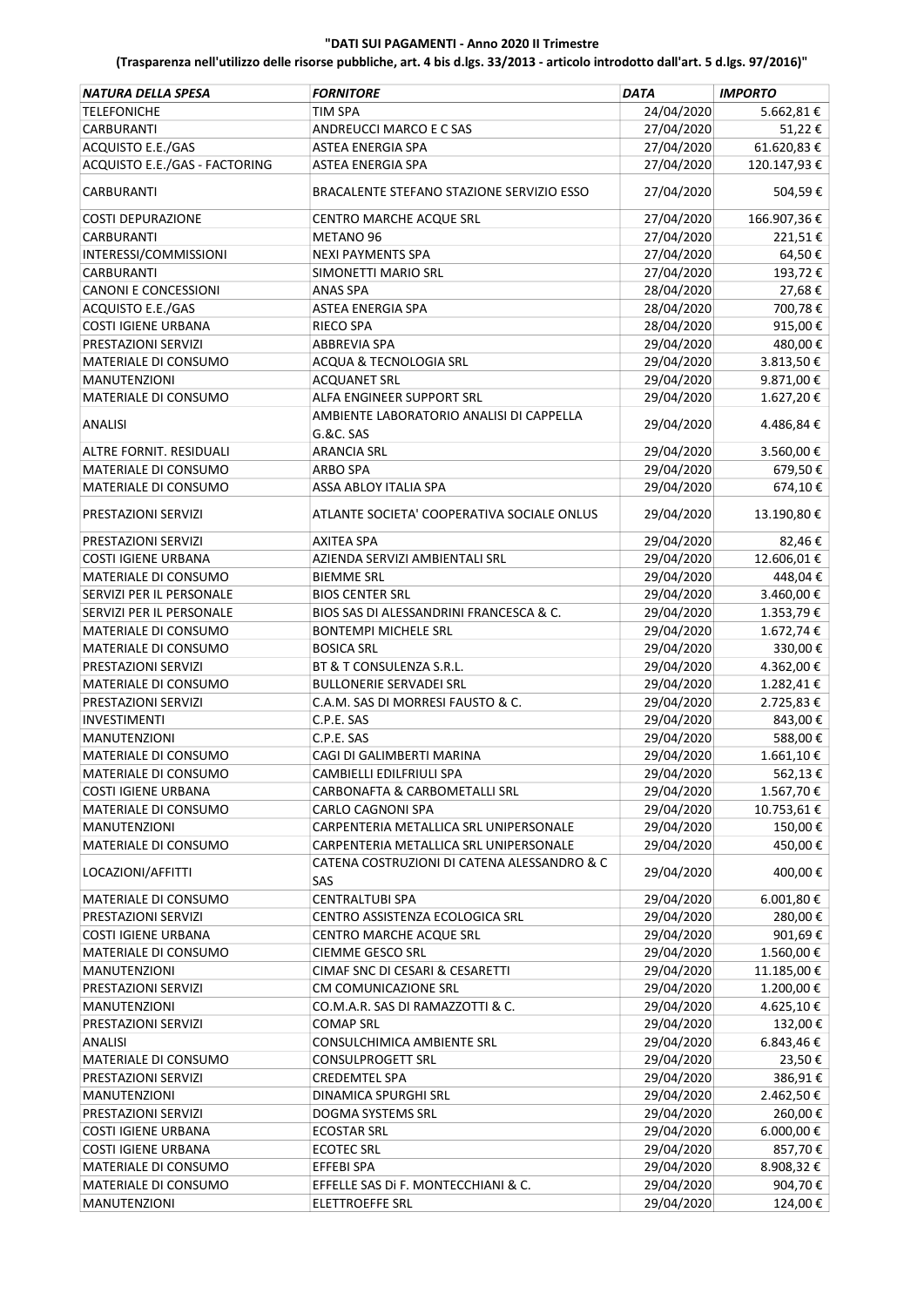**"DATI SUI PAGAMENTI - Anno 2020 II Trimestre**

**(Trasparenza nell'utilizzo delle risorse pubbliche, art. 4 bis d.lgs. 33/2013 - articolo introdotto dall'art. 5 d.lgs. 97/2016)"**

| *NATURA DELLA SPESA* | *FORNITORE* | *DATA* | *IMPORTO* |
|---|---|---|---|
| TELEFONICHE | TIM SPA | 24/04/2020 | 5.662,81 € |
| CARBURANTI | ANDREUCCI MARCO E C SAS | 27/04/2020 | 51,22 € |
| ACQUISTO E.E./GAS | ASTEA ENERGIA SPA | 27/04/2020 | 61.620,83 € |
| ACQUISTO E.E./GAS - FACTORING | ASTEA ENERGIA SPA | 27/04/2020 | 120.147,93 € |
| CARBURANTI | BRACALENTE STEFANO STAZIONE SERVIZIO ESSO | 27/04/2020 | 504,59 € |
| COSTI DEPURAZIONE | CENTRO MARCHE ACQUE SRL | 27/04/2020 | 166.907,36 € |
| CARBURANTI | METANO 96 | 27/04/2020 | 221,51 € |
| INTERESSI/COMMISSIONI | NEXI PAYMENTS SPA | 27/04/2020 | 64,50 € |
| CARBURANTI | SIMONETTI MARIO SRL | 27/04/2020 | 193,72 € |
| CANONI E CONCESSIONI | ANAS SPA | 28/04/2020 | 27,68 € |
| ACQUISTO E.E./GAS | ASTEA ENERGIA SPA | 28/04/2020 | 700,78 € |
| COSTI IGIENE URBANA | RIECO SPA | 28/04/2020 | 915,00 € |
| PRESTAZIONI SERVIZI | ABBREVIA SPA | 29/04/2020 | 480,00 € |
| MATERIALE DI CONSUMO | ACQUA & TECNOLOGIA SRL | 29/04/2020 | 3.813,50 € |
| MANUTENZIONI | ACQUANET SRL | 29/04/2020 | 9.871,00 € |
| MATERIALE DI CONSUMO | ALFA ENGINEER SUPPORT SRL | 29/04/2020 | 1.627,20 € |
| ANALISI | AMBIENTE LABORATORIO ANALISI DI CAPPELLA G.&C. SAS | 29/04/2020 | 4.486,84 € |
| ALTRE FORNIT. RESIDUALI | ARANCIA SRL | 29/04/2020 | 3.560,00 € |
| MATERIALE DI CONSUMO | ARBO SPA | 29/04/2020 | 679,50 € |
| MATERIALE DI CONSUMO | ASSA ABLOY ITALIA SPA | 29/04/2020 | 674,10 € |
| PRESTAZIONI SERVIZI | ATLANTE SOCIETA' COOPERATIVA SOCIALE ONLUS | 29/04/2020 | 13.190,80 € |
| PRESTAZIONI SERVIZI | AXITEA SPA | 29/04/2020 | 82,46 € |
| COSTI IGIENE URBANA | AZIENDA SERVIZI AMBIENTALI SRL | 29/04/2020 | 12.606,01 € |
| MATERIALE DI CONSUMO | BIEMME SRL | 29/04/2020 | 448,04 € |
| SERVIZI PER IL PERSONALE | BIOS CENTER SRL | 29/04/2020 | 3.460,00 € |
| SERVIZI PER IL PERSONALE | BIOS SAS DI ALESSANDRINI FRANCESCA & C. | 29/04/2020 | 1.353,79 € |
| MATERIALE DI CONSUMO | BONTEMPI MICHELE SRL | 29/04/2020 | 1.672,74 € |
| MATERIALE DI CONSUMO | BOSICA SRL | 29/04/2020 | 330,00 € |
| PRESTAZIONI SERVIZI | BT & T CONSULENZA S.R.L. | 29/04/2020 | 4.362,00 € |
| MATERIALE DI CONSUMO | BULLONERIE SERVADEI SRL | 29/04/2020 | 1.282,41 € |
| PRESTAZIONI SERVIZI | C.A.M. SAS DI MORRESI FAUSTO & C. | 29/04/2020 | 2.725,83 € |
| INVESTIMENTI | C.P.E. SAS | 29/04/2020 | 843,00 € |
| MANUTENZIONI | C.P.E. SAS | 29/04/2020 | 588,00 € |
| MATERIALE DI CONSUMO | CAGI DI GALIMBERTI MARINA | 29/04/2020 | 1.661,10 € |
| MATERIALE DI CONSUMO | CAMBIELLI EDILFRIULI SPA | 29/04/2020 | 562,13 € |
| COSTI IGIENE URBANA | CARBONAFTA & CARBOMETALLI SRL | 29/04/2020 | 1.567,70 € |
| MATERIALE DI CONSUMO | CARLO CAGNONI SPA | 29/04/2020 | 10.753,61 € |
| MANUTENZIONI | CARPENTERIA METALLICA SRL UNIPERSONALE | 29/04/2020 | 150,00 € |
| MATERIALE DI CONSUMO | CARPENTERIA METALLICA SRL UNIPERSONALE | 29/04/2020 | 450,00 € |
| LOCAZIONI/AFFITTI | CATENA COSTRUZIONI DI CATENA ALESSANDRO & C SAS | 29/04/2020 | 400,00 € |
| MATERIALE DI CONSUMO | CENTRALTUBI SPA | 29/04/2020 | 6.001,80 € |
| PRESTAZIONI SERVIZI | CENTRO ASSISTENZA ECOLOGICA SRL | 29/04/2020 | 280,00 € |
| COSTI IGIENE URBANA | CENTRO MARCHE ACQUE SRL | 29/04/2020 | 901,69 € |
| MATERIALE DI CONSUMO | CIEMME GESCO SRL | 29/04/2020 | 1.560,00 € |
| MANUTENZIONI | CIMAF SNC DI CESARI & CESARETTI | 29/04/2020 | 11.185,00 € |
| PRESTAZIONI SERVIZI | CM COMUNICAZIONE SRL | 29/04/2020 | 1.200,00 € |
| MANUTENZIONI | CO.M.A.R. SAS DI RAMAZZOTTI & C. | 29/04/2020 | 4.625,10 € |
| PRESTAZIONI SERVIZI | COMAP SRL | 29/04/2020 | 132,00 € |
| ANALISI | CONSULCHIMICA AMBIENTE SRL | 29/04/2020 | 6.843,46 € |
| MATERIALE DI CONSUMO | CONSULPROGETT SRL | 29/04/2020 | 23,50 € |
| PRESTAZIONI SERVIZI | CREDEMTEL SPA | 29/04/2020 | 386,91 € |
| MANUTENZIONI | DINAMICA SPURGHI SRL | 29/04/2020 | 2.462,50 € |
| PRESTAZIONI SERVIZI | DOGMA SYSTEMS SRL | 29/04/2020 | 260,00 € |
| COSTI IGIENE URBANA | ECOSTAR SRL | 29/04/2020 | 6.000,00 € |
| COSTI IGIENE URBANA | ECOTEC SRL | 29/04/2020 | 857,70 € |
| MATERIALE DI CONSUMO | EFFEBI SPA | 29/04/2020 | 8.908,32 € |
| MATERIALE DI CONSUMO | EFFELLE SAS Di F. MONTECCHIANI & C. | 29/04/2020 | 904,70 € |
| MANUTENZIONI | ELETTROEFFE SRL | 29/04/2020 | 124,00 € |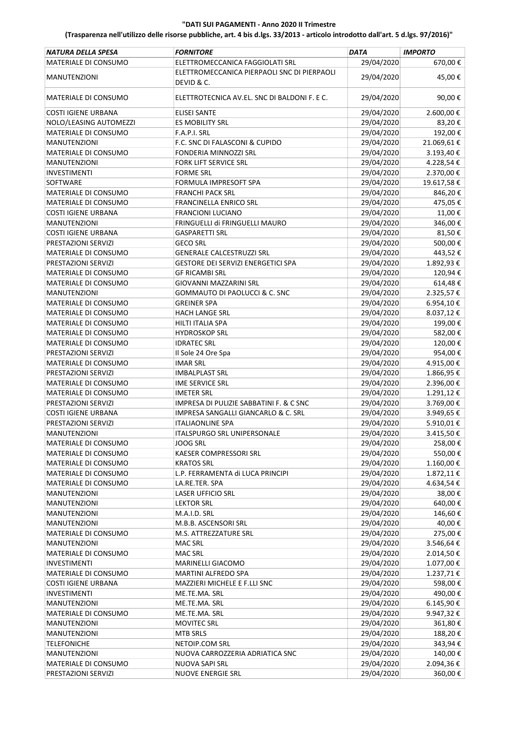**"DATI SUI PAGAMENTI - Anno 2020 II Trimestre**

**(Trasparenza nell'utilizzo delle risorse pubbliche, art. 4 bis d.lgs. 33/2013 - articolo introdotto dall'art. 5 d.lgs. 97/2016)"**

| *NATURA DELLA SPESA* | *FORNITORE* | *DATA* | *IMPORTO* |
|---|---|---|---|
| MATERIALE DI CONSUMO | ELETTROMECCANICA FAGGIOLATI SRL | 29/04/2020 | 670,00 € |
| MANUTENZIONI | ELETTROMECCANICA PIERPAOLI SNC DI PIERPAOLI DEVID & C. | 29/04/2020 | 45,00 € |
| MATERIALE DI CONSUMO | ELETTROTECNICA AV.EL. SNC DI BALDONI F. E C. | 29/04/2020 | 90,00 € |
| COSTI IGIENE URBANA | ELISEI SANTE | 29/04/2020 | 2.600,00 € |
| NOLO/LEASING AUTOMEZZI | ES MOBILITY SRL | 29/04/2020 | 83,20 € |
| MATERIALE DI CONSUMO | F.A.P.I. SRL | 29/04/2020 | 192,00 € |
| MANUTENZIONI | F.C. SNC DI FALASCONI & CUPIDO | 29/04/2020 | 21.069,61 € |
| MATERIALE DI CONSUMO | FONDERIA MINNOZZI SRL | 29/04/2020 | 3.193,40 € |
| MANUTENZIONI | FORK LIFT SERVICE SRL | 29/04/2020 | 4.228,54 € |
| INVESTIMENTI | FORME SRL | 29/04/2020 | 2.370,00 € |
| SOFTWARE | FORMULA IMPRESOFT SPA | 29/04/2020 | 19.617,58 € |
| MATERIALE DI CONSUMO | FRANCHI PACK SRL | 29/04/2020 | 846,20 € |
| MATERIALE DI CONSUMO | FRANCINELLA ENRICO SRL | 29/04/2020 | 475,05 € |
| COSTI IGIENE URBANA | FRANCIONI LUCIANO | 29/04/2020 | 11,00 € |
| MANUTENZIONI | FRINGUELLI di FRINGUELLI MAURO | 29/04/2020 | 346,00 € |
| COSTI IGIENE URBANA | GASPARETTI SRL | 29/04/2020 | 81,50 € |
| PRESTAZIONI SERVIZI | GECO SRL | 29/04/2020 | 500,00 € |
| MATERIALE DI CONSUMO | GENERALE CALCESTRUZZI SRL | 29/04/2020 | 443,52 € |
| PRESTAZIONI SERVIZI | GESTORE DEI SERVIZI ENERGETICI SPA | 29/04/2020 | 1.892,93 € |
| MATERIALE DI CONSUMO | GF RICAMBI SRL | 29/04/2020 | 120,94 € |
| MATERIALE DI CONSUMO | GIOVANNI MAZZARINI SRL | 29/04/2020 | 614,48 € |
| MANUTENZIONI | GOMMAUTO DI PAOLUCCI & C. SNC | 29/04/2020 | 2.325,57 € |
| MATERIALE DI CONSUMO | GREINER SPA | 29/04/2020 | 6.954,10 € |
| MATERIALE DI CONSUMO | HACH LANGE SRL | 29/04/2020 | 8.037,12 € |
| MATERIALE DI CONSUMO | HILTI ITALIA SPA | 29/04/2020 | 199,00 € |
| MATERIALE DI CONSUMO | HYDROSKOP SRL | 29/04/2020 | 582,00 € |
| MATERIALE DI CONSUMO | IDRATEC SRL | 29/04/2020 | 120,00 € |
| PRESTAZIONI SERVIZI | Il Sole 24 Ore Spa | 29/04/2020 | 954,00 € |
| MATERIALE DI CONSUMO | IMAR SRL | 29/04/2020 | 4.915,00 € |
| PRESTAZIONI SERVIZI | IMBALPLAST SRL | 29/04/2020 | 1.866,95 € |
| MATERIALE DI CONSUMO | IME SERVICE SRL | 29/04/2020 | 2.396,00 € |
| MATERIALE DI CONSUMO | IMETER SRL | 29/04/2020 | 1.291,12 € |
| PRESTAZIONI SERVIZI | IMPRESA DI PULIZIE SABBATINI F. & C SNC | 29/04/2020 | 3.769,00 € |
| COSTI IGIENE URBANA | IMPRESA SANGALLI GIANCARLO & C. SRL | 29/04/2020 | 3.949,65 € |
| PRESTAZIONI SERVIZI | ITALIAONLINE SPA | 29/04/2020 | 5.910,01 € |
| MANUTENZIONI | ITALSPURGO SRL UNIPERSONALE | 29/04/2020 | 3.415,50 € |
| MATERIALE DI CONSUMO | JOOG SRL | 29/04/2020 | 258,00 € |
| MATERIALE DI CONSUMO | KAESER COMPRESSORI SRL | 29/04/2020 | 550,00 € |
| MATERIALE DI CONSUMO | KRATOS SRL | 29/04/2020 | 1.160,00 € |
| MATERIALE DI CONSUMO | L.P. FERRAMENTA di LUCA PRINCIPI | 29/04/2020 | 1.872,11 € |
| MATERIALE DI CONSUMO | LA.RE.TER. SPA | 29/04/2020 | 4.634,54 € |
| MANUTENZIONI | LASER UFFICIO SRL | 29/04/2020 | 38,00 € |
| MANUTENZIONI | LEKTOR SRL | 29/04/2020 | 640,00 € |
| MANUTENZIONI | M.A.I.D. SRL | 29/04/2020 | 146,60 € |
| MANUTENZIONI | M.B.B. ASCENSORI SRL | 29/04/2020 | 40,00 € |
| MATERIALE DI CONSUMO | M.S. ATTREZZATURE SRL | 29/04/2020 | 275,00 € |
| MANUTENZIONI | MAC SRL | 29/04/2020 | 3.546,64 € |
| MATERIALE DI CONSUMO | MAC SRL | 29/04/2020 | 2.014,50 € |
| INVESTIMENTI | MARINELLI GIACOMO | 29/04/2020 | 1.077,00 € |
| MATERIALE DI CONSUMO | MARTINI ALFREDO SPA | 29/04/2020 | 1.237,71 € |
| COSTI IGIENE URBANA | MAZZIERI MICHELE E F.LLI SNC | 29/04/2020 | 598,00 € |
| INVESTIMENTI | ME.TE.MA. SRL | 29/04/2020 | 490,00 € |
| MANUTENZIONI | ME.TE.MA. SRL | 29/04/2020 | 6.145,90 € |
| MATERIALE DI CONSUMO | ME.TE.MA. SRL | 29/04/2020 | 9.947,32 € |
| MANUTENZIONI | MOVITEC SRL | 29/04/2020 | 361,80 € |
| MANUTENZIONI | MTB SRLS | 29/04/2020 | 188,20 € |
| TELEFONICHE | NETOIP.COM SRL | 29/04/2020 | 343,94 € |
| MANUTENZIONI | NUOVA CARROZZERIA ADRIATICA SNC | 29/04/2020 | 140,00 € |
| MATERIALE DI CONSUMO | NUOVA SAPI SRL | 29/04/2020 | 2.094,36 € |
| PRESTAZIONI SERVIZI | NUOVE ENERGIE SRL | 29/04/2020 | 360,00 € |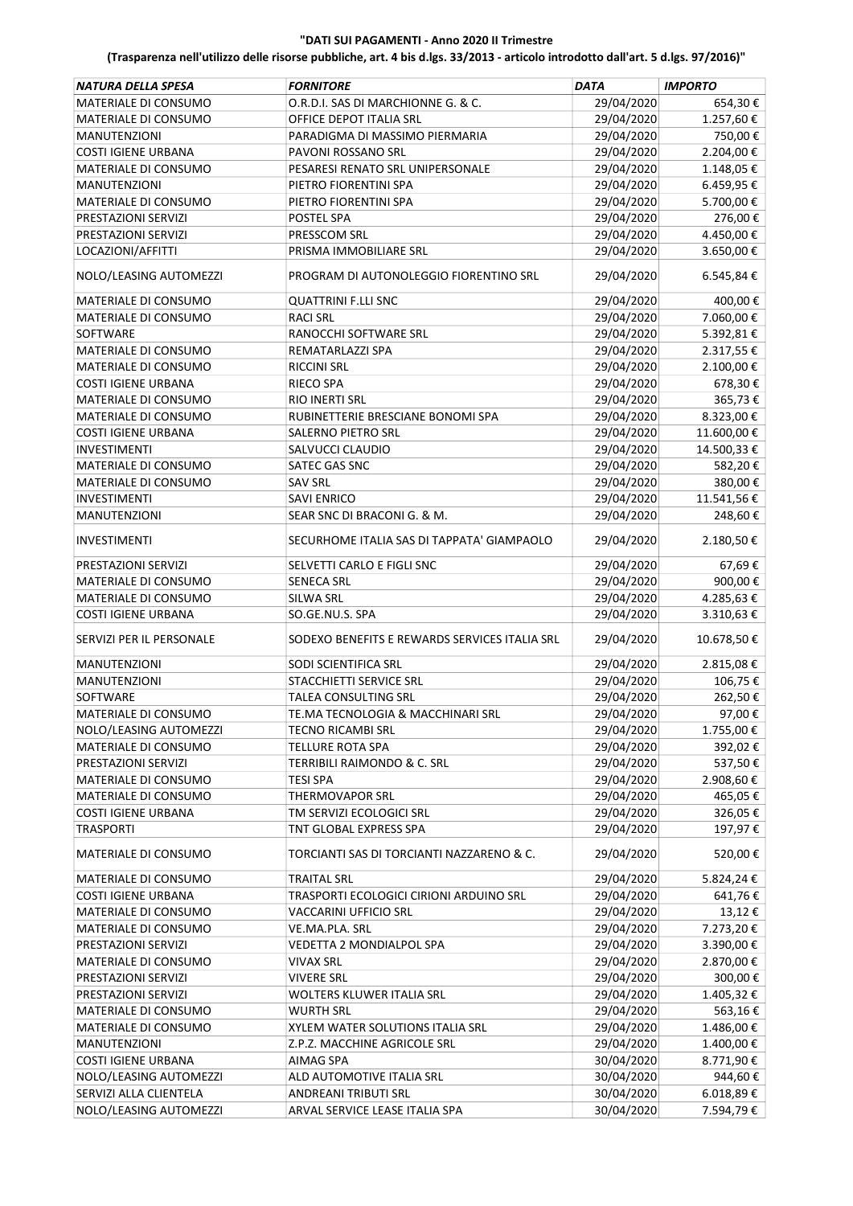**"DATI SUI PAGAMENTI - Anno 2020 II Trimestre**

**(Trasparenza nell'utilizzo delle risorse pubbliche, art. 4 bis d.lgs. 33/2013 - articolo introdotto dall'art. 5 d.lgs. 97/2016)"**

| *NATURA DELLA SPESA* | *FORNITORE* | *DATA* | *IMPORTO* |
|---|---|---|---|
| MATERIALE DI CONSUMO | O.R.D.I. SAS DI MARCHIONNE G. & C. | 29/04/2020 | 654,30 € |
| MATERIALE DI CONSUMO | OFFICE DEPOT ITALIA SRL | 29/04/2020 | 1.257,60 € |
| MANUTENZIONI | PARADIGMA DI MASSIMO PIERMARIA | 29/04/2020 | 750,00 € |
| COSTI IGIENE URBANA | PAVONI ROSSANO SRL | 29/04/2020 | 2.204,00 € |
| MATERIALE DI CONSUMO | PESARESI RENATO SRL UNIPERSONALE | 29/04/2020 | 1.148,05 € |
| MANUTENZIONI | PIETRO FIORENTINI SPA | 29/04/2020 | 6.459,95 € |
| MATERIALE DI CONSUMO | PIETRO FIORENTINI SPA | 29/04/2020 | 5.700,00 € |
| PRESTAZIONI SERVIZI | POSTEL SPA | 29/04/2020 | 276,00 € |
| PRESTAZIONI SERVIZI | PRESSCOM SRL | 29/04/2020 | 4.450,00 € |
| LOCAZIONI/AFFITTI | PRISMA IMMOBILIARE SRL | 29/04/2020 | 3.650,00 € |
| NOLO/LEASING AUTOMEZZI | PROGRAM DI AUTONOLEGGIO FIORENTINO SRL | 29/04/2020 | 6.545,84 € |
| MATERIALE DI CONSUMO | QUATTRINI F.LLI SNC | 29/04/2020 | 400,00 € |
| MATERIALE DI CONSUMO | RACI SRL | 29/04/2020 | 7.060,00 € |
| SOFTWARE | RANOCCHI SOFTWARE SRL | 29/04/2020 | 5.392,81 € |
| MATERIALE DI CONSUMO | REMATARLAZZI SPA | 29/04/2020 | 2.317,55 € |
| MATERIALE DI CONSUMO | RICCINI SRL | 29/04/2020 | 2.100,00 € |
| COSTI IGIENE URBANA | RIECO SPA | 29/04/2020 | 678,30 € |
| MATERIALE DI CONSUMO | RIO INERTI SRL | 29/04/2020 | 365,73 € |
| MATERIALE DI CONSUMO | RUBINETTERIE BRESCIANE BONOMI SPA | 29/04/2020 | 8.323,00 € |
| COSTI IGIENE URBANA | SALERNO PIETRO SRL | 29/04/2020 | 11.600,00 € |
| INVESTIMENTI | SALVUCCI CLAUDIO | 29/04/2020 | 14.500,33 € |
| MATERIALE DI CONSUMO | SATEC GAS SNC | 29/04/2020 | 582,20 € |
| MATERIALE DI CONSUMO | SAV SRL | 29/04/2020 | 380,00 € |
| INVESTIMENTI | SAVI ENRICO | 29/04/2020 | 11.541,56 € |
| MANUTENZIONI | SEAR SNC DI BRACONI G. & M. | 29/04/2020 | 248,60 € |
| INVESTIMENTI | SECURHOME ITALIA SAS DI TAPPATA' GIAMPAOLO | 29/04/2020 | 2.180,50 € |
| PRESTAZIONI SERVIZI | SELVETTI CARLO E FIGLI SNC | 29/04/2020 | 67,69 € |
| MATERIALE DI CONSUMO | SENECA SRL | 29/04/2020 | 900,00 € |
| MATERIALE DI CONSUMO | SILWA SRL | 29/04/2020 | 4.285,63 € |
| COSTI IGIENE URBANA | SO.GE.NU.S. SPA | 29/04/2020 | 3.310,63 € |
| SERVIZI PER IL PERSONALE | SODEXO BENEFITS E REWARDS SERVICES ITALIA SRL | 29/04/2020 | 10.678,50 € |
| MANUTENZIONI | SODI SCIENTIFICA SRL | 29/04/2020 | 2.815,08 € |
| MANUTENZIONI | STACCHIETTI SERVICE SRL | 29/04/2020 | 106,75 € |
| SOFTWARE | TALEA CONSULTING SRL | 29/04/2020 | 262,50 € |
| MATERIALE DI CONSUMO | TE.MA TECNOLOGIA & MACCHINARI SRL | 29/04/2020 | 97,00 € |
| NOLO/LEASING AUTOMEZZI | TECNO RICAMBI SRL | 29/04/2020 | 1.755,00 € |
| MATERIALE DI CONSUMO | TELLURE ROTA SPA | 29/04/2020 | 392,02 € |
| PRESTAZIONI SERVIZI | TERRIBILI RAIMONDO & C. SRL | 29/04/2020 | 537,50 € |
| MATERIALE DI CONSUMO | TESI SPA | 29/04/2020 | 2.908,60 € |
| MATERIALE DI CONSUMO | THERMOVAPOR SRL | 29/04/2020 | 465,05 € |
| COSTI IGIENE URBANA | TM SERVIZI ECOLOGICI SRL | 29/04/2020 | 326,05 € |
| TRASPORTI | TNT GLOBAL EXPRESS SPA | 29/04/2020 | 197,97 € |
| MATERIALE DI CONSUMO | TORCIANTI SAS DI TORCIANTI NAZZARENO & C. | 29/04/2020 | 520,00 € |
| MATERIALE DI CONSUMO | TRAITAL SRL | 29/04/2020 | 5.824,24 € |
| COSTI IGIENE URBANA | TRASPORTI ECOLOGICI CIRIONI ARDUINO SRL | 29/04/2020 | 641,76 € |
| MATERIALE DI CONSUMO | VACCARINI UFFICIO SRL | 29/04/2020 | 13,12 € |
| MATERIALE DI CONSUMO | VE.MA.PLA. SRL | 29/04/2020 | 7.273,20 € |
| PRESTAZIONI SERVIZI | VEDETTA 2 MONDIALPOL SPA | 29/04/2020 | 3.390,00 € |
| MATERIALE DI CONSUMO | VIVAX SRL | 29/04/2020 | 2.870,00 € |
| PRESTAZIONI SERVIZI | VIVERE SRL | 29/04/2020 | 300,00 € |
| PRESTAZIONI SERVIZI | WOLTERS KLUWER ITALIA SRL | 29/04/2020 | 1.405,32 € |
| MATERIALE DI CONSUMO | WURTH SRL | 29/04/2020 | 563,16 € |
| MATERIALE DI CONSUMO | XYLEM WATER SOLUTIONS ITALIA SRL | 29/04/2020 | 1.486,00 € |
| MANUTENZIONI | Z.P.Z. MACCHINE AGRICOLE SRL | 29/04/2020 | 1.400,00 € |
| COSTI IGIENE URBANA | AIMAG SPA | 30/04/2020 | 8.771,90 € |
| NOLO/LEASING AUTOMEZZI | ALD AUTOMOTIVE ITALIA SRL | 30/04/2020 | 944,60 € |
| SERVIZI ALLA CLIENTELA | ANDREANI TRIBUTI SRL | 30/04/2020 | 6.018,89 € |
| NOLO/LEASING AUTOMEZZI | ARVAL SERVICE LEASE ITALIA SPA | 30/04/2020 | 7.594,79 € |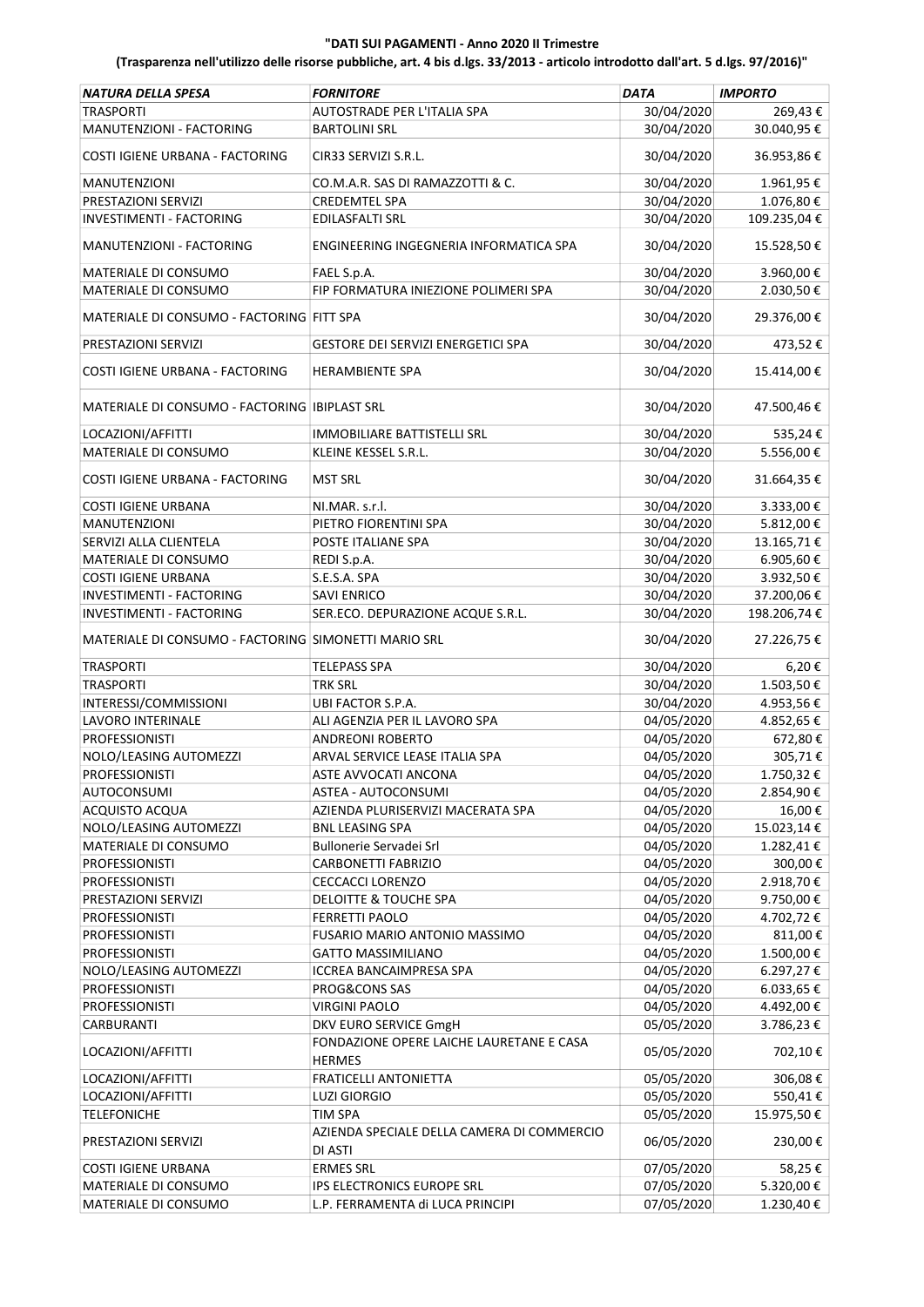**"DATI SUI PAGAMENTI - Anno 2020 II Trimestre**

**(Trasparenza nell'utilizzo delle risorse pubbliche, art. 4 bis d.lgs. 33/2013 - articolo introdotto dall'art. 5 d.lgs. 97/2016)"**

| *NATURA DELLA SPESA* | *FORNITORE* | *DATA* | *IMPORTO* |
|---|---|---|---|
| TRASPORTI | AUTOSTRADE PER L'ITALIA SPA | 30/04/2020 | 269,43 € |
| MANUTENZIONI - FACTORING | BARTOLINI SRL | 30/04/2020 | 30.040,95 € |
| COSTI IGIENE URBANA - FACTORING | CIR33 SERVIZI S.R.L. | 30/04/2020 | 36.953,86 € |
| MANUTENZIONI | CO.M.A.R. SAS DI RAMAZZOTTI & C. | 30/04/2020 | 1.961,95 € |
| PRESTAZIONI SERVIZI | CREDEMTEL SPA | 30/04/2020 | 1.076,80 € |
| INVESTIMENTI - FACTORING | EDILASFALTI SRL | 30/04/2020 | 109.235,04 € |
| MANUTENZIONI - FACTORING | ENGINEERING INGEGNERIA INFORMATICA SPA | 30/04/2020 | 15.528,50 € |
| MATERIALE DI CONSUMO | FAEL S.p.A. | 30/04/2020 | 3.960,00 € |
| MATERIALE DI CONSUMO | FIP FORMATURA INIEZIONE POLIMERI SPA | 30/04/2020 | 2.030,50 € |
| MATERIALE DI CONSUMO - FACTORING | FITT SPA | 30/04/2020 | 29.376,00 € |
| PRESTAZIONI SERVIZI | GESTORE DEI SERVIZI ENERGETICI SPA | 30/04/2020 | 473,52 € |
| COSTI IGIENE URBANA - FACTORING | HERAMBIENTE SPA | 30/04/2020 | 15.414,00 € |
| MATERIALE DI CONSUMO - FACTORING | IBIPLAST SRL | 30/04/2020 | 47.500,46 € |
| LOCAZIONI/AFFITTI | IMMOBILIARE BATTISTELLI SRL | 30/04/2020 | 535,24 € |
| MATERIALE DI CONSUMO | KLEINE KESSEL S.R.L. | 30/04/2020 | 5.556,00 € |
| COSTI IGIENE URBANA - FACTORING | MST SRL | 30/04/2020 | 31.664,35 € |
| COSTI IGIENE URBANA | NI.MAR. s.r.l. | 30/04/2020 | 3.333,00 € |
| MANUTENZIONI | PIETRO FIORENTINI SPA | 30/04/2020 | 5.812,00 € |
| SERVIZI ALLA CLIENTELA | POSTE ITALIANE SPA | 30/04/2020 | 13.165,71 € |
| MATERIALE DI CONSUMO | REDI S.p.A. | 30/04/2020 | 6.905,60 € |
| COSTI IGIENE URBANA | S.E.S.A. SPA | 30/04/2020 | 3.932,50 € |
| INVESTIMENTI - FACTORING | SAVI ENRICO | 30/04/2020 | 37.200,06 € |
| INVESTIMENTI - FACTORING | SER.ECO. DEPURAZIONE ACQUE S.R.L. | 30/04/2020 | 198.206,74 € |
| MATERIALE DI CONSUMO - FACTORING | SIMONETTI MARIO SRL | 30/04/2020 | 27.226,75 € |
| TRASPORTI | TELEPASS SPA | 30/04/2020 | 6,20 € |
| TRASPORTI | TRK SRL | 30/04/2020 | 1.503,50 € |
| INTERESSI/COMMISSIONI | UBI FACTOR S.P.A. | 30/04/2020 | 4.953,56 € |
| LAVORO INTERINALE | ALI AGENZIA PER IL LAVORO SPA | 04/05/2020 | 4.852,65 € |
| PROFESSIONISTI | ANDREONI ROBERTO | 04/05/2020 | 672,80 € |
| NOLO/LEASING AUTOMEZZI | ARVAL SERVICE LEASE ITALIA SPA | 04/05/2020 | 305,71 € |
| PROFESSIONISTI | ASTE AVVOCATI ANCONA | 04/05/2020 | 1.750,32 € |
| AUTOCONSUMI | ASTEA - AUTOCONSUMI | 04/05/2020 | 2.854,90 € |
| ACQUISTO ACQUA | AZIENDA PLURISERVIZI MACERATA SPA | 04/05/2020 | 16,00 € |
| NOLO/LEASING AUTOMEZZI | BNL LEASING SPA | 04/05/2020 | 15.023,14 € |
| MATERIALE DI CONSUMO | Bullonerie Servadei Srl | 04/05/2020 | 1.282,41 € |
| PROFESSIONISTI | CARBONETTI FABRIZIO | 04/05/2020 | 300,00 € |
| PROFESSIONISTI | CECCACCI LORENZO | 04/05/2020 | 2.918,70 € |
| PRESTAZIONI SERVIZI | DELOITTE & TOUCHE SPA | 04/05/2020 | 9.750,00 € |
| PROFESSIONISTI | FERRETTI PAOLO | 04/05/2020 | 4.702,72 € |
| PROFESSIONISTI | FUSARIO MARIO ANTONIO MASSIMO | 04/05/2020 | 811,00 € |
| PROFESSIONISTI | GATTO MASSIMILIANO | 04/05/2020 | 1.500,00 € |
| NOLO/LEASING AUTOMEZZI | ICCREA BANCAIMPRESA SPA | 04/05/2020 | 6.297,27 € |
| PROFESSIONISTI | PROG&CONS SAS | 04/05/2020 | 6.033,65 € |
| PROFESSIONISTI | VIRGINI PAOLO | 04/05/2020 | 4.492,00 € |
| CARBURANTI | DKV EURO SERVICE GmgH | 05/05/2020 | 3.786,23 € |
| LOCAZIONI/AFFITTI | FONDAZIONE OPERE LAICHE LAURETANE E CASA HERMES | 05/05/2020 | 702,10 € |
| LOCAZIONI/AFFITTI | FRATICELLI ANTONIETTA | 05/05/2020 | 306,08 € |
| LOCAZIONI/AFFITTI | LUZI GIORGIO | 05/05/2020 | 550,41 € |
| TELEFONICHE | TIM SPA | 05/05/2020 | 15.975,50 € |
| PRESTAZIONI SERVIZI | AZIENDA SPECIALE DELLA CAMERA DI COMMERCIO DI ASTI | 06/05/2020 | 230,00 € |
| COSTI IGIENE URBANA | ERMES SRL | 07/05/2020 | 58,25 € |
| MATERIALE DI CONSUMO | IPS ELECTRONICS EUROPE SRL | 07/05/2020 | 5.320,00 € |
| MATERIALE DI CONSUMO | L.P. FERRAMENTA di LUCA PRINCIPI | 07/05/2020 | 1.230,40 € |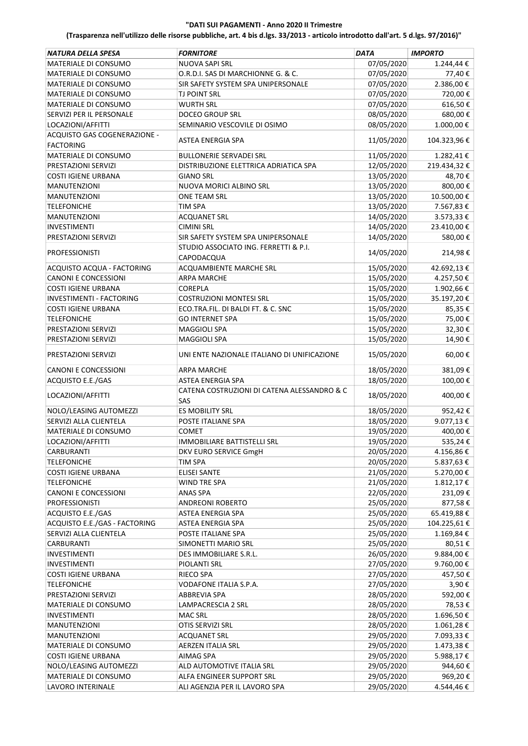**"DATI SUI PAGAMENTI - Anno 2020 II Trimestre**

**(Trasparenza nell'utilizzo delle risorse pubbliche, art. 4 bis d.lgs. 33/2013 - articolo introdotto dall'art. 5 d.lgs. 97/2016)"**

| *NATURA DELLA SPESA* | *FORNITORE* | *DATA* | *IMPORTO* |
|---|---|---|---|
| MATERIALE DI CONSUMO | NUOVA SAPI SRL | 07/05/2020 | 1.244,44 € |
| MATERIALE DI CONSUMO | O.R.D.I. SAS DI MARCHIONNE G. & C. | 07/05/2020 | 77,40 € |
| MATERIALE DI CONSUMO | SIR SAFETY SYSTEM SPA UNIPERSONALE | 07/05/2020 | 2.386,00 € |
| MATERIALE DI CONSUMO | TJ POINT SRL | 07/05/2020 | 720,00 € |
| MATERIALE DI CONSUMO | WURTH SRL | 07/05/2020 | 616,50 € |
| SERVIZI PER IL PERSONALE | DOCEO GROUP SRL | 08/05/2020 | 680,00 € |
| LOCAZIONI/AFFITTI | SEMINARIO VESCOVILE DI OSIMO | 08/05/2020 | 1.000,00 € |
| ACQUISTO GAS COGENERAZIONE - FACTORING | ASTEA ENERGIA SPA | 11/05/2020 | 104.323,96 € |
| MATERIALE DI CONSUMO | BULLONERIE SERVADEI SRL | 11/05/2020 | 1.282,41 € |
| PRESTAZIONI SERVIZI | DISTRIBUZIONE ELETTRICA ADRIATICA SPA | 12/05/2020 | 219.434,32 € |
| COSTI IGIENE URBANA | GIANO SRL | 13/05/2020 | 48,70 € |
| MANUTENZIONI | NUOVA MORICI ALBINO SRL | 13/05/2020 | 800,00 € |
| MANUTENZIONI | ONE TEAM SRL | 13/05/2020 | 10.500,00 € |
| TELEFONICHE | TIM SPA | 13/05/2020 | 7.567,83 € |
| MANUTENZIONI | ACQUANET SRL | 14/05/2020 | 3.573,33 € |
| INVESTIMENTI | CIMINI SRL | 14/05/2020 | 23.410,00 € |
| PRESTAZIONI SERVIZI | SIR SAFETY SYSTEM SPA UNIPERSONALE | 14/05/2020 | 580,00 € |
| PROFESSIONISTI | STUDIO ASSOCIATO ING. FERRETTI & P.I. CAPODACQUA | 14/05/2020 | 214,98 € |
| ACQUISTO ACQUA - FACTORING | ACQUAMBIENTE MARCHE SRL | 15/05/2020 | 42.692,13 € |
| CANONI E CONCESSIONI | ARPA MARCHE | 15/05/2020 | 4.257,50 € |
| COSTI IGIENE URBANA | COREPLA | 15/05/2020 | 1.902,66 € |
| INVESTIMENTI - FACTORING | COSTRUZIONI MONTESI SRL | 15/05/2020 | 35.197,20 € |
| COSTI IGIENE URBANA | ECO.TRA.FIL. DI BALDI FT. & C. SNC | 15/05/2020 | 85,35 € |
| TELEFONICHE | GO INTERNET SPA | 15/05/2020 | 75,00 € |
| PRESTAZIONI SERVIZI | MAGGIOLI SPA | 15/05/2020 | 32,30 € |
| PRESTAZIONI SERVIZI | MAGGIOLI SPA | 15/05/2020 | 14,90 € |
| PRESTAZIONI SERVIZI | UNI ENTE NAZIONALE ITALIANO DI UNIFICAZIONE | 15/05/2020 | 60,00 € |
| CANONI E CONCESSIONI | ARPA MARCHE | 18/05/2020 | 381,09 € |
| ACQUISTO E.E./GAS | ASTEA ENERGIA SPA | 18/05/2020 | 100,00 € |
| LOCAZIONI/AFFITTI | CATENA COSTRUZIONI DI CATENA ALESSANDRO & C SAS | 18/05/2020 | 400,00 € |
| NOLO/LEASING AUTOMEZZI | ES MOBILITY SRL | 18/05/2020 | 952,42 € |
| SERVIZI ALLA CLIENTELA | POSTE ITALIANE SPA | 18/05/2020 | 9.077,13 € |
| MATERIALE DI CONSUMO | COMET | 19/05/2020 | 400,00 € |
| LOCAZIONI/AFFITTI | IMMOBILIARE BATTISTELLI SRL | 19/05/2020 | 535,24 € |
| CARBURANTI | DKV EURO SERVICE GmgH | 20/05/2020 | 4.156,86 € |
| TELEFONICHE | TIM SPA | 20/05/2020 | 5.837,63 € |
| COSTI IGIENE URBANA | ELISEI SANTE | 21/05/2020 | 5.270,00 € |
| TELEFONICHE | WIND TRE SPA | 21/05/2020 | 1.812,17 € |
| CANONI E CONCESSIONI | ANAS SPA | 22/05/2020 | 231,09 € |
| PROFESSIONISTI | ANDREONI ROBERTO | 25/05/2020 | 877,58 € |
| ACQUISTO E.E./GAS | ASTEA ENERGIA SPA | 25/05/2020 | 65.419,88 € |
| ACQUISTO E.E./GAS - FACTORING | ASTEA ENERGIA SPA | 25/05/2020 | 104.225,61 € |
| SERVIZI ALLA CLIENTELA | POSTE ITALIANE SPA | 25/05/2020 | 1.169,84 € |
| CARBURANTI | SIMONETTI MARIO SRL | 25/05/2020 | 80,51 € |
| INVESTIMENTI | DES IMMOBILIARE S.R.L. | 26/05/2020 | 9.884,00 € |
| INVESTIMENTI | PIOLANTI SRL | 27/05/2020 | 9.760,00 € |
| COSTI IGIENE URBANA | RIECO SPA | 27/05/2020 | 457,50 € |
| TELEFONICHE | VODAFONE ITALIA S.P.A. | 27/05/2020 | 3,90 € |
| PRESTAZIONI SERVIZI | ABBREVIA SPA | 28/05/2020 | 592,00 € |
| MATERIALE DI CONSUMO | LAMPACRESCIA 2 SRL | 28/05/2020 | 78,53 € |
| INVESTIMENTI | MAC SRL | 28/05/2020 | 1.696,50 € |
| MANUTENZIONI | OTIS SERVIZI SRL | 28/05/2020 | 1.061,28 € |
| MANUTENZIONI | ACQUANET SRL | 29/05/2020 | 7.093,33 € |
| MATERIALE DI CONSUMO | AERZEN ITALIA SRL | 29/05/2020 | 1.473,38 € |
| COSTI IGIENE URBANA | AIMAG SPA | 29/05/2020 | 5.988,17 € |
| NOLO/LEASING AUTOMEZZI | ALD AUTOMOTIVE ITALIA SRL | 29/05/2020 | 944,60 € |
| MATERIALE DI CONSUMO | ALFA ENGINEER SUPPORT SRL | 29/05/2020 | 969,20 € |
| LAVORO INTERINALE | ALI AGENZIA PER IL LAVORO SPA | 29/05/2020 | 4.544,46 € |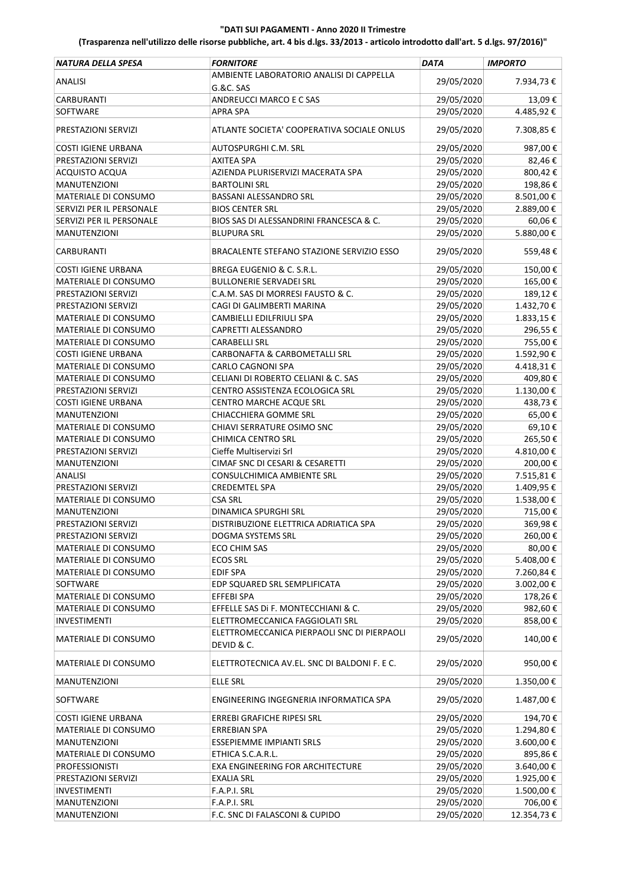**"DATI SUI PAGAMENTI - Anno 2020 II Trimestre**

**(Trasparenza nell'utilizzo delle risorse pubbliche, art. 4 bis d.lgs. 33/2013 - articolo introdotto dall'art. 5 d.lgs. 97/2016)"**

| *NATURA DELLA SPESA* | *FORNITORE* | *DATA* | *IMPORTO* |
|---|---|---|---|
| ANALISI | AMBIENTE LABORATORIO ANALISI DI CAPPELLA G.&C. SAS | 29/05/2020 | 7.934,73 € |
| CARBURANTI | ANDREUCCI MARCO E C SAS | 29/05/2020 | 13,09 € |
| SOFTWARE | APRA SPA | 29/05/2020 | 4.485,92 € |
| PRESTAZIONI SERVIZI | ATLANTE SOCIETA' COOPERATIVA SOCIALE ONLUS | 29/05/2020 | 7.308,85 € |
| COSTI IGIENE URBANA | AUTOSPURGHI C.M. SRL | 29/05/2020 | 987,00 € |
| PRESTAZIONI SERVIZI | AXITEA SPA | 29/05/2020 | 82,46 € |
| ACQUISTO ACQUA | AZIENDA PLURISERVIZI MACERATA SPA | 29/05/2020 | 800,42 € |
| MANUTENZIONI | BARTOLINI SRL | 29/05/2020 | 198,86 € |
| MATERIALE DI CONSUMO | BASSANI ALESSANDRO SRL | 29/05/2020 | 8.501,00 € |
| SERVIZI PER IL PERSONALE | BIOS CENTER SRL | 29/05/2020 | 2.889,00 € |
| SERVIZI PER IL PERSONALE | BIOS SAS DI ALESSANDRINI FRANCESCA & C. | 29/05/2020 | 60,06 € |
| MANUTENZIONI | BLUPURA SRL | 29/05/2020 | 5.880,00 € |
| CARBURANTI | BRACALENTE STEFANO STAZIONE SERVIZIO ESSO | 29/05/2020 | 559,48 € |
| COSTI IGIENE URBANA | BREGA EUGENIO & C. S.R.L. | 29/05/2020 | 150,00 € |
| MATERIALE DI CONSUMO | BULLONERIE SERVADEI SRL | 29/05/2020 | 165,00 € |
| PRESTAZIONI SERVIZI | C.A.M. SAS DI MORRESI FAUSTO & C. | 29/05/2020 | 189,12 € |
| PRESTAZIONI SERVIZI | CAGI DI GALIMBERTI MARINA | 29/05/2020 | 1.432,70 € |
| MATERIALE DI CONSUMO | CAMBIELLI EDILFRIULI SPA | 29/05/2020 | 1.833,15 € |
| MATERIALE DI CONSUMO | CAPRETTI ALESSANDRO | 29/05/2020 | 296,55 € |
| MATERIALE DI CONSUMO | CARABELLI SRL | 29/05/2020 | 755,00 € |
| COSTI IGIENE URBANA | CARBONAFTA & CARBOMETALLI SRL | 29/05/2020 | 1.592,90 € |
| MATERIALE DI CONSUMO | CARLO CAGNONI SPA | 29/05/2020 | 4.418,31 € |
| MATERIALE DI CONSUMO | CELIANI DI ROBERTO CELIANI & C. SAS | 29/05/2020 | 409,80 € |
| PRESTAZIONI SERVIZI | CENTRO ASSISTENZA ECOLOGICA SRL | 29/05/2020 | 1.130,00 € |
| COSTI IGIENE URBANA | CENTRO MARCHE ACQUE SRL | 29/05/2020 | 438,73 € |
| MANUTENZIONI | CHIACCHIERA GOMME SRL | 29/05/2020 | 65,00 € |
| MATERIALE DI CONSUMO | CHIAVI SERRATURE OSIMO SNC | 29/05/2020 | 69,10 € |
| MATERIALE DI CONSUMO | CHIMICA CENTRO SRL | 29/05/2020 | 265,50 € |
| PRESTAZIONI SERVIZI | Cieffe Multiservizi Srl | 29/05/2020 | 4.810,00 € |
| MANUTENZIONI | CIMAF SNC DI CESARI & CESARETTI | 29/05/2020 | 200,00 € |
| ANALISI | CONSULCHIMICA AMBIENTE SRL | 29/05/2020 | 7.515,81 € |
| PRESTAZIONI SERVIZI | CREDEMTEL SPA | 29/05/2020 | 1.409,95 € |
| MATERIALE DI CONSUMO | CSA SRL | 29/05/2020 | 1.538,00 € |
| MANUTENZIONI | DINAMICA SPURGHI SRL | 29/05/2020 | 715,00 € |
| PRESTAZIONI SERVIZI | DISTRIBUZIONE ELETTRICA ADRIATICA SPA | 29/05/2020 | 369,98 € |
| PRESTAZIONI SERVIZI | DOGMA SYSTEMS SRL | 29/05/2020 | 260,00 € |
| MATERIALE DI CONSUMO | ECO CHIM SAS | 29/05/2020 | 80,00 € |
| MATERIALE DI CONSUMO | ECOS SRL | 29/05/2020 | 5.408,00 € |
| MATERIALE DI CONSUMO | EDIF SPA | 29/05/2020 | 7.260,84 € |
| SOFTWARE | EDP SQUARED SRL SEMPLIFICATA | 29/05/2020 | 3.002,00 € |
| MATERIALE DI CONSUMO | EFFEBI SPA | 29/05/2020 | 178,26 € |
| MATERIALE DI CONSUMO | EFFELLE SAS Di F. MONTECCHIANI & C. | 29/05/2020 | 982,60 € |
| INVESTIMENTI | ELETTROMECCANICA FAGGIOLATI SRL | 29/05/2020 | 858,00 € |
| MATERIALE DI CONSUMO | ELETTROMECCANICA PIERPAOLI SNC DI PIERPAOLI DEVID & C. | 29/05/2020 | 140,00 € |
| MATERIALE DI CONSUMO | ELETTROTECNICA AV.EL. SNC DI BALDONI F. E C. | 29/05/2020 | 950,00 € |
| MANUTENZIONI | ELLE SRL | 29/05/2020 | 1.350,00 € |
| SOFTWARE | ENGINEERING INGEGNERIA INFORMATICA SPA | 29/05/2020 | 1.487,00 € |
| COSTI IGIENE URBANA | ERREBI GRAFICHE RIPESI SRL | 29/05/2020 | 194,70 € |
| MATERIALE DI CONSUMO | ERREBIAN SPA | 29/05/2020 | 1.294,80 € |
| MANUTENZIONI | ESSEPIEMME IMPIANTI SRLS | 29/05/2020 | 3.600,00 € |
| MATERIALE DI CONSUMO | ETHICA S.C.A.R.L. | 29/05/2020 | 895,86 € |
| PROFESSIONISTI | EXA ENGINEERING FOR ARCHITECTURE | 29/05/2020 | 3.640,00 € |
| PRESTAZIONI SERVIZI | EXALIA SRL | 29/05/2020 | 1.925,00 € |
| INVESTIMENTI | F.A.P.I. SRL | 29/05/2020 | 1.500,00 € |
| MANUTENZIONI | F.A.P.I. SRL | 29/05/2020 | 706,00 € |
| MANUTENZIONI | F.C. SNC DI FALASCONI & CUPIDO | 29/05/2020 | 12.354,73 € |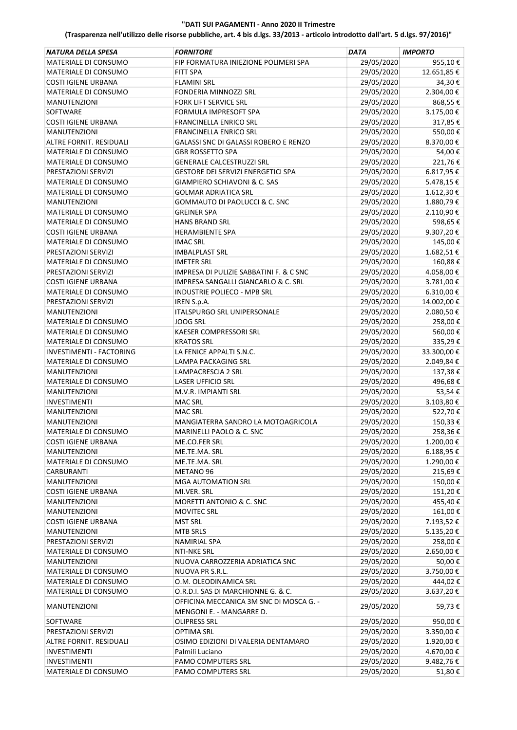**"DATI SUI PAGAMENTI - Anno 2020 II Trimestre**

**(Trasparenza nell'utilizzo delle risorse pubbliche, art. 4 bis d.lgs. 33/2013 - articolo introdotto dall'art. 5 d.lgs. 97/2016)"**

| *NATURA DELLA SPESA* | *FORNITORE* | *DATA* | *IMPORTO* |
|---|---|---|---|
| MATERIALE DI CONSUMO | FIP FORMATURA INIEZIONE POLIMERI SPA | 29/05/2020 | 955,10 € |
| MATERIALE DI CONSUMO | FITT SPA | 29/05/2020 | 12.651,85 € |
| COSTI IGIENE URBANA | FLAMINI SRL | 29/05/2020 | 34,30 € |
| MATERIALE DI CONSUMO | FONDERIA MINNOZZI SRL | 29/05/2020 | 2.304,00 € |
| MANUTENZIONI | FORK LIFT SERVICE SRL | 29/05/2020 | 868,55 € |
| SOFTWARE | FORMULA IMPRESOFT SPA | 29/05/2020 | 3.175,00 € |
| COSTI IGIENE URBANA | FRANCINELLA ENRICO SRL | 29/05/2020 | 317,85 € |
| MANUTENZIONI | FRANCINELLA ENRICO SRL | 29/05/2020 | 550,00 € |
| ALTRE FORNIT. RESIDUALI | GALASSI SNC DI GALASSI ROBERO E RENZO | 29/05/2020 | 8.370,00 € |
| MATERIALE DI CONSUMO | GBR ROSSETTO SPA | 29/05/2020 | 54,00 € |
| MATERIALE DI CONSUMO | GENERALE CALCESTRUZZI SRL | 29/05/2020 | 221,76 € |
| PRESTAZIONI SERVIZI | GESTORE DEI SERVIZI ENERGETICI SPA | 29/05/2020 | 6.817,95 € |
| MATERIALE DI CONSUMO | GIAMPIERO SCHIAVONI & C. SAS | 29/05/2020 | 5.478,15 € |
| MATERIALE DI CONSUMO | GOLMAR ADRIATICA SRL | 29/05/2020 | 1.612,30 € |
| MANUTENZIONI | GOMMAUTO DI PAOLUCCI & C. SNC | 29/05/2020 | 1.880,79 € |
| MATERIALE DI CONSUMO | GREINER SPA | 29/05/2020 | 2.110,90 € |
| MATERIALE DI CONSUMO | HANS BRAND SRL | 29/05/2020 | 598,65 € |
| COSTI IGIENE URBANA | HERAMBIENTE SPA | 29/05/2020 | 9.307,20 € |
| MATERIALE DI CONSUMO | IMAC SRL | 29/05/2020 | 145,00 € |
| PRESTAZIONI SERVIZI | IMBALPLAST SRL | 29/05/2020 | 1.682,51 € |
| MATERIALE DI CONSUMO | IMETER SRL | 29/05/2020 | 160,88 € |
| PRESTAZIONI SERVIZI | IMPRESA DI PULIZIE SABBATINI F. & C SNC | 29/05/2020 | 4.058,00 € |
| COSTI IGIENE URBANA | IMPRESA SANGALLI GIANCARLO & C. SRL | 29/05/2020 | 3.781,00 € |
| MATERIALE DI CONSUMO | INDUSTRIE POLIECO - MPB SRL | 29/05/2020 | 6.310,00 € |
| PRESTAZIONI SERVIZI | IREN S.p.A. | 29/05/2020 | 14.002,00 € |
| MANUTENZIONI | ITALSPURGO SRL UNIPERSONALE | 29/05/2020 | 2.080,50 € |
| MATERIALE DI CONSUMO | JOOG SRL | 29/05/2020 | 258,00 € |
| MATERIALE DI CONSUMO | KAESER COMPRESSORI SRL | 29/05/2020 | 560,00 € |
| MATERIALE DI CONSUMO | KRATOS SRL | 29/05/2020 | 335,29 € |
| INVESTIMENTI - FACTORING | LA FENICE APPALTI S.N.C. | 29/05/2020 | 33.300,00 € |
| MATERIALE DI CONSUMO | LAMPA PACKAGING SRL | 29/05/2020 | 2.049,84 € |
| MANUTENZIONI | LAMPACRESCIA 2 SRL | 29/05/2020 | 137,38 € |
| MATERIALE DI CONSUMO | LASER UFFICIO SRL | 29/05/2020 | 496,68 € |
| MANUTENZIONI | M.V.R. IMPIANTI SRL | 29/05/2020 | 53,54 € |
| INVESTIMENTI | MAC SRL | 29/05/2020 | 3.103,80 € |
| MANUTENZIONI | MAC SRL | 29/05/2020 | 522,70 € |
| MANUTENZIONI | MANGIATERRA SANDRO LA MOTOAGRICOLA | 29/05/2020 | 150,33 € |
| MATERIALE DI CONSUMO | MARINELLI PAOLO & C. SNC | 29/05/2020 | 258,36 € |
| COSTI IGIENE URBANA | ME.CO.FER SRL | 29/05/2020 | 1.200,00 € |
| MANUTENZIONI | ME.TE.MA. SRL | 29/05/2020 | 6.188,95 € |
| MATERIALE DI CONSUMO | ME.TE.MA. SRL | 29/05/2020 | 1.290,00 € |
| CARBURANTI | METANO 96 | 29/05/2020 | 215,69 € |
| MANUTENZIONI | MGA AUTOMATION SRL | 29/05/2020 | 150,00 € |
| COSTI IGIENE URBANA | MI.VER. SRL | 29/05/2020 | 151,20 € |
| MANUTENZIONI | MORETTI ANTONIO & C. SNC | 29/05/2020 | 455,40 € |
| MANUTENZIONI | MOVITEC SRL | 29/05/2020 | 161,00 € |
| COSTI IGIENE URBANA | MST SRL | 29/05/2020 | 7.193,52 € |
| MANUTENZIONI | MTB SRLS | 29/05/2020 | 5.135,20 € |
| PRESTAZIONI SERVIZI | NAMIRIAL SPA | 29/05/2020 | 258,00 € |
| MATERIALE DI CONSUMO | NTI-NKE SRL | 29/05/2020 | 2.650,00 € |
| MANUTENZIONI | NUOVA CARROZZERIA ADRIATICA SNC | 29/05/2020 | 50,00 € |
| MATERIALE DI CONSUMO | NUOVA PR S.R.L. | 29/05/2020 | 3.750,00 € |
| MATERIALE DI CONSUMO | O.M. OLEODINAMICA SRL | 29/05/2020 | 444,02 € |
| MATERIALE DI CONSUMO | O.R.D.I. SAS DI MARCHIONNE G. & C. | 29/05/2020 | 3.637,20 € |
| MANUTENZIONI | OFFICINA MECCANICA 3M SNC DI MOSCA G. - MENGONI E. - MANGARRE D. | 29/05/2020 | 59,73 € |
| SOFTWARE | OLIPRESS SRL | 29/05/2020 | 950,00 € |
| PRESTAZIONI SERVIZI | OPTIMA SRL | 29/05/2020 | 3.350,00 € |
| ALTRE FORNIT. RESIDUALI | OSIMO EDIZIONI DI VALERIA DENTAMARO | 29/05/2020 | 1.920,00 € |
| INVESTIMENTI | Palmili Luciano | 29/05/2020 | 4.670,00 € |
| INVESTIMENTI | PAMO COMPUTERS SRL | 29/05/2020 | 9.482,76 € |
| MATERIALE DI CONSUMO | PAMO COMPUTERS SRL | 29/05/2020 | 51,80 € |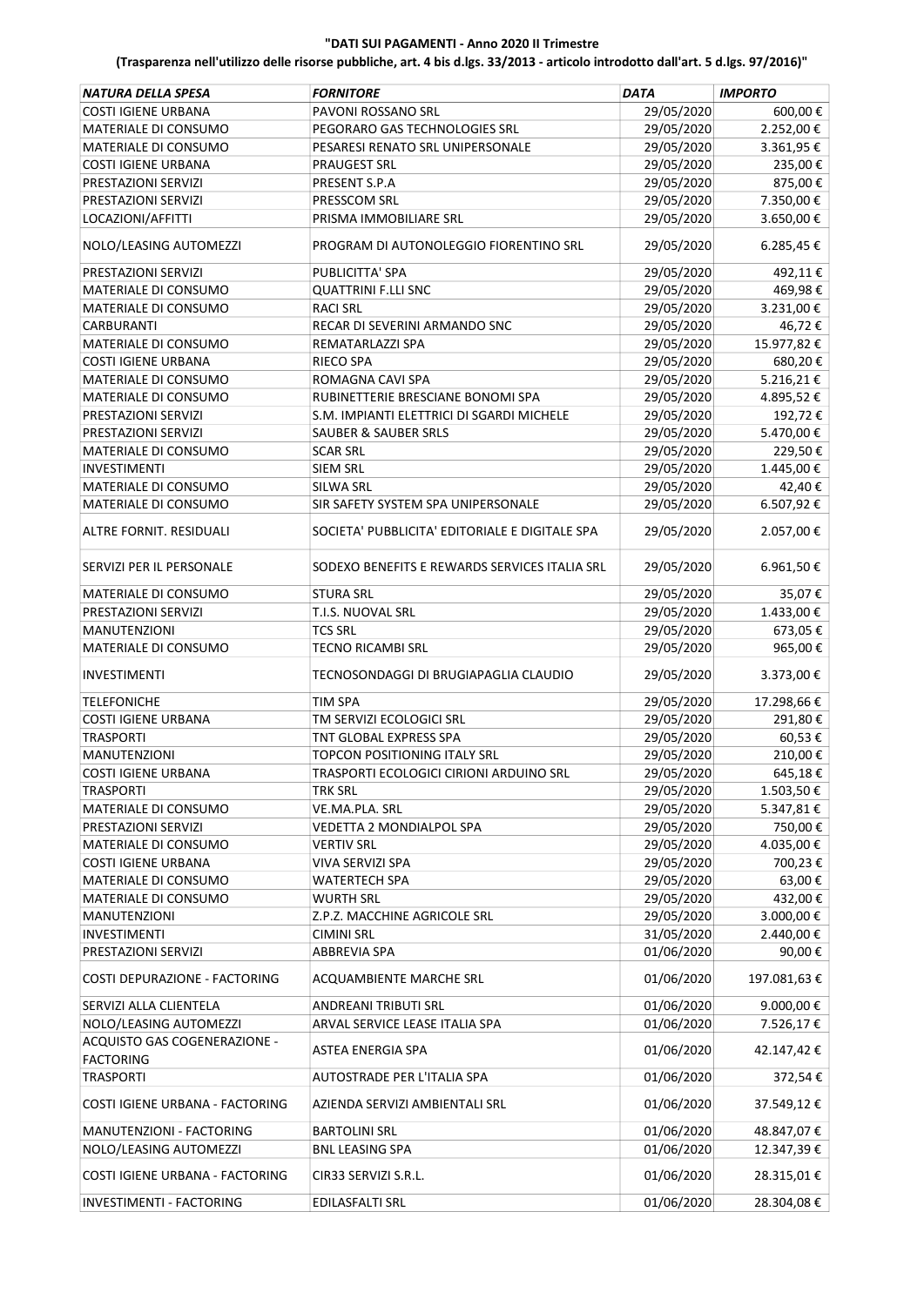**"DATI SUI PAGAMENTI - Anno 2020 II Trimestre**

**(Trasparenza nell'utilizzo delle risorse pubbliche, art. 4 bis d.lgs. 33/2013 - articolo introdotto dall'art. 5 d.lgs. 97/2016)"**

| *NATURA DELLA SPESA* | *FORNITORE* | *DATA* | *IMPORTO* |
|---|---|---|---|
| COSTI IGIENE URBANA | PAVONI ROSSANO SRL | 29/05/2020 | 600,00 € |
| MATERIALE DI CONSUMO | PEGORARO GAS TECHNOLOGIES SRL | 29/05/2020 | 2.252,00 € |
| MATERIALE DI CONSUMO | PESARESI RENATO SRL UNIPERSONALE | 29/05/2020 | 3.361,95 € |
| COSTI IGIENE URBANA | PRAUGEST SRL | 29/05/2020 | 235,00 € |
| PRESTAZIONI SERVIZI | PRESENT S.P.A | 29/05/2020 | 875,00 € |
| PRESTAZIONI SERVIZI | PRESSCOM SRL | 29/05/2020 | 7.350,00 € |
| LOCAZIONI/AFFITTI | PRISMA IMMOBILIARE SRL | 29/05/2020 | 3.650,00 € |
| NOLO/LEASING AUTOMEZZI | PROGRAM DI AUTONOLEGGIO FIORENTINO SRL | 29/05/2020 | 6.285,45 € |
| PRESTAZIONI SERVIZI | PUBLICITTA' SPA | 29/05/2020 | 492,11 € |
| MATERIALE DI CONSUMO | QUATTRINI F.LLI SNC | 29/05/2020 | 469,98 € |
| MATERIALE DI CONSUMO | RACI SRL | 29/05/2020 | 3.231,00 € |
| CARBURANTI | RECAR DI SEVERINI ARMANDO SNC | 29/05/2020 | 46,72 € |
| MATERIALE DI CONSUMO | REMATARLAZZI SPA | 29/05/2020 | 15.977,82 € |
| COSTI IGIENE URBANA | RIECO SPA | 29/05/2020 | 680,20 € |
| MATERIALE DI CONSUMO | ROMAGNA CAVI SPA | 29/05/2020 | 5.216,21 € |
| MATERIALE DI CONSUMO | RUBINETTERIE BRESCIANE BONOMI SPA | 29/05/2020 | 4.895,52 € |
| PRESTAZIONI SERVIZI | S.M. IMPIANTI ELETTRICI DI SGARDI MICHELE | 29/05/2020 | 192,72 € |
| PRESTAZIONI SERVIZI | SAUBER & SAUBER SRLS | 29/05/2020 | 5.470,00 € |
| MATERIALE DI CONSUMO | SCAR SRL | 29/05/2020 | 229,50 € |
| INVESTIMENTI | SIEM SRL | 29/05/2020 | 1.445,00 € |
| MATERIALE DI CONSUMO | SILWA SRL | 29/05/2020 | 42,40 € |
| MATERIALE DI CONSUMO | SIR SAFETY SYSTEM SPA UNIPERSONALE | 29/05/2020 | 6.507,92 € |
| ALTRE FORNIT. RESIDUALI | SOCIETA' PUBBLICITA' EDITORIALE E DIGITALE SPA | 29/05/2020 | 2.057,00 € |
| SERVIZI PER IL PERSONALE | SODEXO BENEFITS E REWARDS SERVICES ITALIA SRL | 29/05/2020 | 6.961,50 € |
| MATERIALE DI CONSUMO | STURA SRL | 29/05/2020 | 35,07 € |
| PRESTAZIONI SERVIZI | T.I.S. NUOVAL SRL | 29/05/2020 | 1.433,00 € |
| MANUTENZIONI | TCS SRL | 29/05/2020 | 673,05 € |
| MATERIALE DI CONSUMO | TECNO RICAMBI SRL | 29/05/2020 | 965,00 € |
| INVESTIMENTI | TECNOSONDAGGI DI BRUGIAPAGLIA CLAUDIO | 29/05/2020 | 3.373,00 € |
| TELEFONICHE | TIM SPA | 29/05/2020 | 17.298,66 € |
| COSTI IGIENE URBANA | TM SERVIZI ECOLOGICI SRL | 29/05/2020 | 291,80 € |
| TRASPORTI | TNT GLOBAL EXPRESS SPA | 29/05/2020 | 60,53 € |
| MANUTENZIONI | TOPCON POSITIONING ITALY SRL | 29/05/2020 | 210,00 € |
| COSTI IGIENE URBANA | TRASPORTI ECOLOGICI CIRIONI ARDUINO SRL | 29/05/2020 | 645,18 € |
| TRASPORTI | TRK SRL | 29/05/2020 | 1.503,50 € |
| MATERIALE DI CONSUMO | VE.MA.PLA. SRL | 29/05/2020 | 5.347,81 € |
| PRESTAZIONI SERVIZI | VEDETTA 2 MONDIALPOL SPA | 29/05/2020 | 750,00 € |
| MATERIALE DI CONSUMO | VERTIV SRL | 29/05/2020 | 4.035,00 € |
| COSTI IGIENE URBANA | VIVA SERVIZI SPA | 29/05/2020 | 700,23 € |
| MATERIALE DI CONSUMO | WATERTECH SPA | 29/05/2020 | 63,00 € |
| MATERIALE DI CONSUMO | WURTH SRL | 29/05/2020 | 432,00 € |
| MANUTENZIONI | Z.P.Z. MACCHINE AGRICOLE SRL | 29/05/2020 | 3.000,00 € |
| INVESTIMENTI | CIMINI SRL | 31/05/2020 | 2.440,00 € |
| PRESTAZIONI SERVIZI | ABBREVIA SPA | 01/06/2020 | 90,00 € |
| COSTI DEPURAZIONE - FACTORING | ACQUAMBIENTE MARCHE SRL | 01/06/2020 | 197.081,63 € |
| SERVIZI ALLA CLIENTELA | ANDREANI TRIBUTI SRL | 01/06/2020 | 9.000,00 € |
| NOLO/LEASING AUTOMEZZI | ARVAL SERVICE LEASE ITALIA SPA | 01/06/2020 | 7.526,17 € |
| ACQUISTO GAS COGENERAZIONE - FACTORING | ASTEA ENERGIA SPA | 01/06/2020 | 42.147,42 € |
| TRASPORTI | AUTOSTRADE PER L'ITALIA SPA | 01/06/2020 | 372,54 € |
| COSTI IGIENE URBANA - FACTORING | AZIENDA SERVIZI AMBIENTALI SRL | 01/06/2020 | 37.549,12 € |
| MANUTENZIONI - FACTORING | BARTOLINI SRL | 01/06/2020 | 48.847,07 € |
| NOLO/LEASING AUTOMEZZI | BNL LEASING SPA | 01/06/2020 | 12.347,39 € |
| COSTI IGIENE URBANA - FACTORING | CIR33 SERVIZI S.R.L. | 01/06/2020 | 28.315,01 € |
| INVESTIMENTI - FACTORING | EDILASFALTI SRL | 01/06/2020 | 28.304,08 € |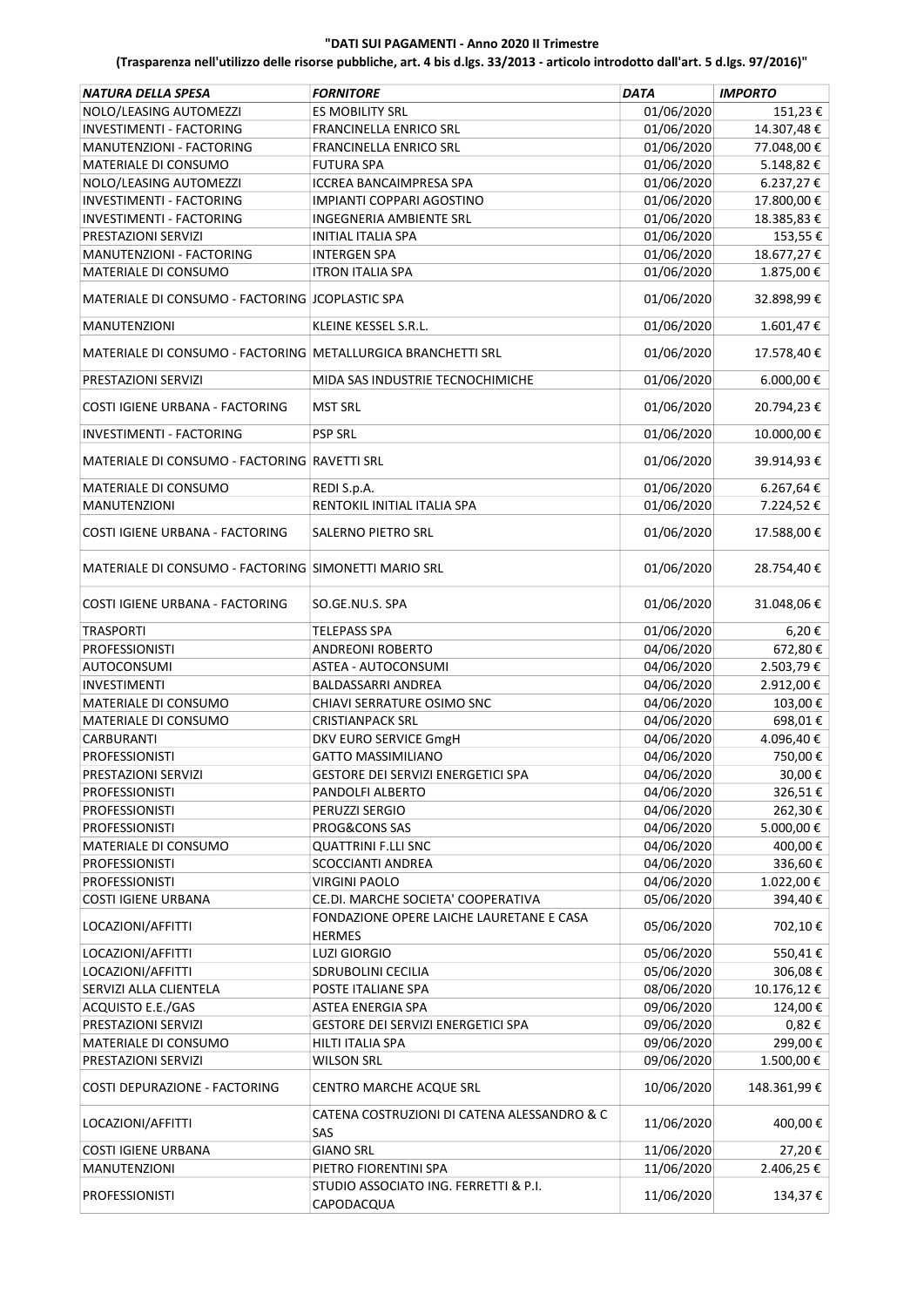**"DATI SUI PAGAMENTI - Anno 2020 II Trimestre**

**(Trasparenza nell'utilizzo delle risorse pubbliche, art. 4 bis d.lgs. 33/2013 - articolo introdotto dall'art. 5 d.lgs. 97/2016)"**

| *NATURA DELLA SPESA* | *FORNITORE* | *DATA* | *IMPORTO* |
|---|---|---|---|
| NOLO/LEASING AUTOMEZZI | ES MOBILITY SRL | 01/06/2020 | 151,23 € |
| INVESTIMENTI - FACTORING | FRANCINELLA ENRICO SRL | 01/06/2020 | 14.307,48 € |
| MANUTENZIONI - FACTORING | FRANCINELLA ENRICO SRL | 01/06/2020 | 77.048,00 € |
| MATERIALE DI CONSUMO | FUTURA SPA | 01/06/2020 | 5.148,82 € |
| NOLO/LEASING AUTOMEZZI | ICCREA BANCAIMPRESA SPA | 01/06/2020 | 6.237,27 € |
| INVESTIMENTI - FACTORING | IMPIANTI COPPARI AGOSTINO | 01/06/2020 | 17.800,00 € |
| INVESTIMENTI - FACTORING | INGEGNERIA AMBIENTE SRL | 01/06/2020 | 18.385,83 € |
| PRESTAZIONI SERVIZI | INITIAL ITALIA SPA | 01/06/2020 | 153,55 € |
| MANUTENZIONI - FACTORING | INTERGEN SPA | 01/06/2020 | 18.677,27 € |
| MATERIALE DI CONSUMO | ITRON ITALIA SPA | 01/06/2020 | 1.875,00 € |
| MATERIALE DI CONSUMO - FACTORING | JCOPLASTIC SPA | 01/06/2020 | 32.898,99 € |
| MANUTENZIONI | KLEINE KESSEL S.R.L. | 01/06/2020 | 1.601,47 € |
| MATERIALE DI CONSUMO - FACTORING | METALLURGICA BRANCHETTI SRL | 01/06/2020 | 17.578,40 € |
| PRESTAZIONI SERVIZI | MIDA SAS INDUSTRIE TECNOCHIMICHE | 01/06/2020 | 6.000,00 € |
| COSTI IGIENE URBANA - FACTORING | MST SRL | 01/06/2020 | 20.794,23 € |
| INVESTIMENTI - FACTORING | PSP SRL | 01/06/2020 | 10.000,00 € |
| MATERIALE DI CONSUMO - FACTORING | RAVETTI SRL | 01/06/2020 | 39.914,93 € |
| MATERIALE DI CONSUMO | REDI S.p.A. | 01/06/2020 | 6.267,64 € |
| MANUTENZIONI | RENTOKIL INITIAL ITALIA SPA | 01/06/2020 | 7.224,52 € |
| COSTI IGIENE URBANA - FACTORING | SALERNO PIETRO SRL | 01/06/2020 | 17.588,00 € |
| MATERIALE DI CONSUMO - FACTORING | SIMONETTI MARIO SRL | 01/06/2020 | 28.754,40 € |
| COSTI IGIENE URBANA - FACTORING | SO.GE.NU.S. SPA | 01/06/2020 | 31.048,06 € |
| TRASPORTI | TELEPASS SPA | 01/06/2020 | 6,20 € |
| PROFESSIONISTI | ANDREONI ROBERTO | 04/06/2020 | 672,80 € |
| AUTOCONSUMI | ASTEA - AUTOCONSUMI | 04/06/2020 | 2.503,79 € |
| INVESTIMENTI | BALDASSARRI ANDREA | 04/06/2020 | 2.912,00 € |
| MATERIALE DI CONSUMO | CHIAVI SERRATURE OSIMO SNC | 04/06/2020 | 103,00 € |
| MATERIALE DI CONSUMO | CRISTIANPACK SRL | 04/06/2020 | 698,01 € |
| CARBURANTI | DKV EURO SERVICE GmgH | 04/06/2020 | 4.096,40 € |
| PROFESSIONISTI | GATTO MASSIMILIANO | 04/06/2020 | 750,00 € |
| PRESTAZIONI SERVIZI | GESTORE DEI SERVIZI ENERGETICI SPA | 04/06/2020 | 30,00 € |
| PROFESSIONISTI | PANDOLFI ALBERTO | 04/06/2020 | 326,51 € |
| PROFESSIONISTI | PERUZZI SERGIO | 04/06/2020 | 262,30 € |
| PROFESSIONISTI | PROG&CONS SAS | 04/06/2020 | 5.000,00 € |
| MATERIALE DI CONSUMO | QUATTRINI F.LLI SNC | 04/06/2020 | 400,00 € |
| PROFESSIONISTI | SCOCCIANTI ANDREA | 04/06/2020 | 336,60 € |
| PROFESSIONISTI | VIRGINI PAOLO | 04/06/2020 | 1.022,00 € |
| COSTI IGIENE URBANA | CE.DI. MARCHE SOCIETA' COOPERATIVA | 05/06/2020 | 394,40 € |
| LOCAZIONI/AFFITTI | FONDAZIONE OPERE LAICHE LAURETANE E CASA HERMES | 05/06/2020 | 702,10 € |
| LOCAZIONI/AFFITTI | LUZI GIORGIO | 05/06/2020 | 550,41 € |
| LOCAZIONI/AFFITTI | SDRUBOLINI CECILIA | 05/06/2020 | 306,08 € |
| SERVIZI ALLA CLIENTELA | POSTE ITALIANE SPA | 08/06/2020 | 10.176,12 € |
| ACQUISTO E.E./GAS | ASTEA ENERGIA SPA | 09/06/2020 | 124,00 € |
| PRESTAZIONI SERVIZI | GESTORE DEI SERVIZI ENERGETICI SPA | 09/06/2020 | 0,82 € |
| MATERIALE DI CONSUMO | HILTI ITALIA SPA | 09/06/2020 | 299,00 € |
| PRESTAZIONI SERVIZI | WILSON SRL | 09/06/2020 | 1.500,00 € |
| COSTI DEPURAZIONE - FACTORING | CENTRO MARCHE ACQUE SRL | 10/06/2020 | 148.361,99 € |
| LOCAZIONI/AFFITTI | CATENA COSTRUZIONI DI CATENA ALESSANDRO & C SAS | 11/06/2020 | 400,00 € |
| COSTI IGIENE URBANA | GIANO SRL | 11/06/2020 | 27,20 € |
| MANUTENZIONI | PIETRO FIORENTINI SPA | 11/06/2020 | 2.406,25 € |
| PROFESSIONISTI | STUDIO ASSOCIATO ING. FERRETTI & P.I. CAPODACQUA | 11/06/2020 | 134,37 € |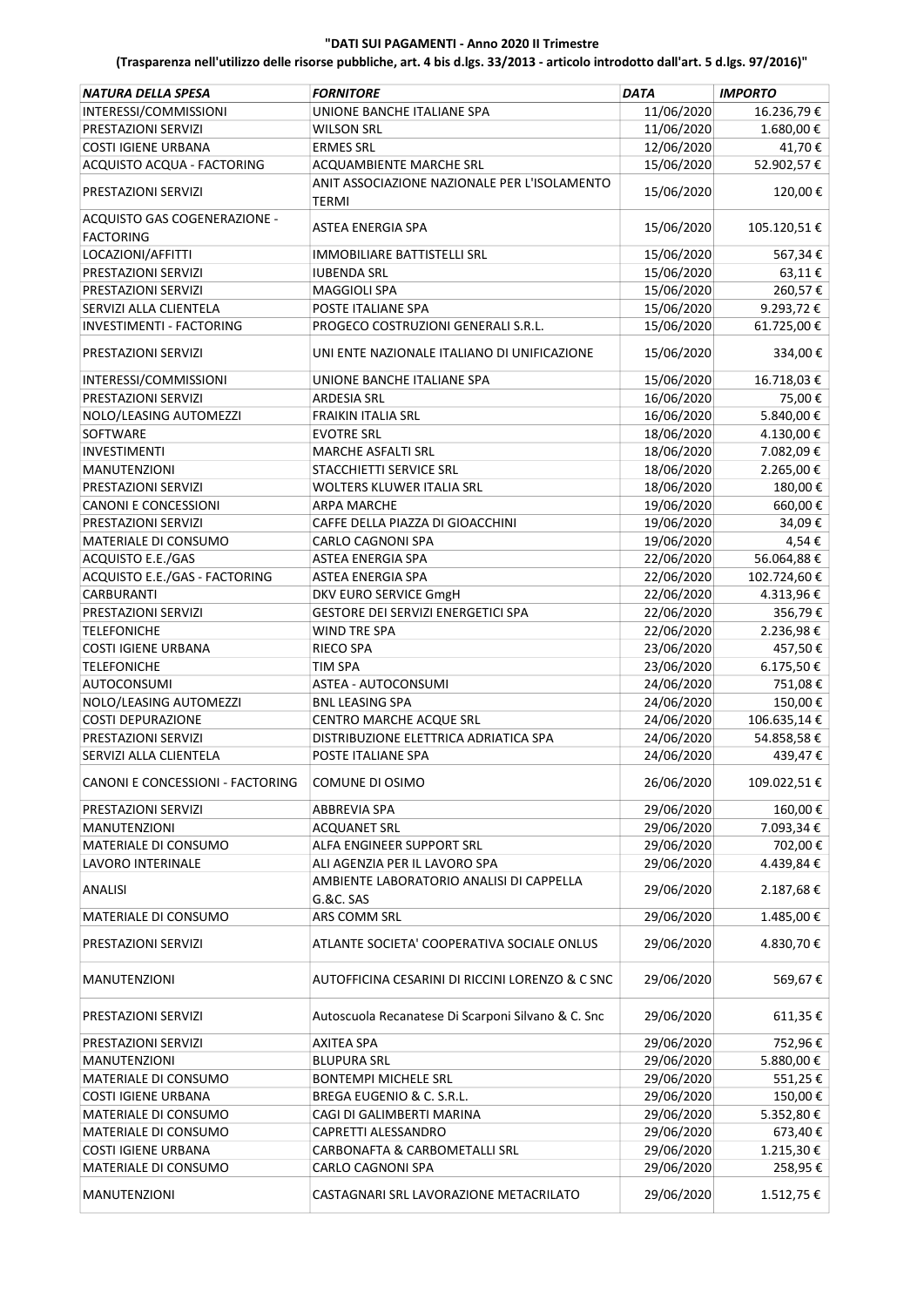**"DATI SUI PAGAMENTI - Anno 2020 II Trimestre**

**(Trasparenza nell'utilizzo delle risorse pubbliche, art. 4 bis d.lgs. 33/2013 - articolo introdotto dall'art. 5 d.lgs. 97/2016)"**

| *NATURA DELLA SPESA* | *FORNITORE* | *DATA* | *IMPORTO* |
|---|---|---|---|
| INTERESSI/COMMISSIONI | UNIONE BANCHE ITALIANE SPA | 11/06/2020 | 16.236,79 € |
| PRESTAZIONI SERVIZI | WILSON SRL | 11/06/2020 | 1.680,00 € |
| COSTI IGIENE URBANA | ERMES SRL | 12/06/2020 | 41,70 € |
| ACQUISTO ACQUA - FACTORING | ACQUAMBIENTE MARCHE SRL | 15/06/2020 | 52.902,57 € |
| PRESTAZIONI SERVIZI | ANIT ASSOCIAZIONE NAZIONALE PER L'ISOLAMENTO TERMI | 15/06/2020 | 120,00 € |
| ACQUISTO GAS COGENERAZIONE - FACTORING | ASTEA ENERGIA SPA | 15/06/2020 | 105.120,51 € |
| LOCAZIONI/AFFITTI | IMMOBILIARE BATTISTELLI SRL | 15/06/2020 | 567,34 € |
| PRESTAZIONI SERVIZI | IUBENDA SRL | 15/06/2020 | 63,11 € |
| PRESTAZIONI SERVIZI | MAGGIOLI SPA | 15/06/2020 | 260,57 € |
| SERVIZI ALLA CLIENTELA | POSTE ITALIANE SPA | 15/06/2020 | 9.293,72 € |
| INVESTIMENTI - FACTORING | PROGECO COSTRUZIONI GENERALI S.R.L. | 15/06/2020 | 61.725,00 € |
| PRESTAZIONI SERVIZI | UNI ENTE NAZIONALE ITALIANO DI UNIFICAZIONE | 15/06/2020 | 334,00 € |
| INTERESSI/COMMISSIONI | UNIONE BANCHE ITALIANE SPA | 15/06/2020 | 16.718,03 € |
| PRESTAZIONI SERVIZI | ARDESIA SRL | 16/06/2020 | 75,00 € |
| NOLO/LEASING AUTOMEZZI | FRAIKIN ITALIA SRL | 16/06/2020 | 5.840,00 € |
| SOFTWARE | EVOTRE SRL | 18/06/2020 | 4.130,00 € |
| INVESTIMENTI | MARCHE ASFALTI SRL | 18/06/2020 | 7.082,09 € |
| MANUTENZIONI | STACCHIETTI SERVICE SRL | 18/06/2020 | 2.265,00 € |
| PRESTAZIONI SERVIZI | WOLTERS KLUWER ITALIA SRL | 18/06/2020 | 180,00 € |
| CANONI E CONCESSIONI | ARPA MARCHE | 19/06/2020 | 660,00 € |
| PRESTAZIONI SERVIZI | CAFFE DELLA PIAZZA DI GIOACCHINI | 19/06/2020 | 34,09 € |
| MATERIALE DI CONSUMO | CARLO CAGNONI SPA | 19/06/2020 | 4,54 € |
| ACQUISTO E.E./GAS | ASTEA ENERGIA SPA | 22/06/2020 | 56.064,88 € |
| ACQUISTO E.E./GAS - FACTORING | ASTEA ENERGIA SPA | 22/06/2020 | 102.724,60 € |
| CARBURANTI | DKV EURO SERVICE GmgH | 22/06/2020 | 4.313,96 € |
| PRESTAZIONI SERVIZI | GESTORE DEI SERVIZI ENERGETICI SPA | 22/06/2020 | 356,79 € |
| TELEFONICHE | WIND TRE SPA | 22/06/2020 | 2.236,98 € |
| COSTI IGIENE URBANA | RIECO SPA | 23/06/2020 | 457,50 € |
| TELEFONICHE | TIM SPA | 23/06/2020 | 6.175,50 € |
| AUTOCONSUMI | ASTEA - AUTOCONSUMI | 24/06/2020 | 751,08 € |
| NOLO/LEASING AUTOMEZZI | BNL LEASING SPA | 24/06/2020 | 150,00 € |
| COSTI DEPURAZIONE | CENTRO MARCHE ACQUE SRL | 24/06/2020 | 106.635,14 € |
| PRESTAZIONI SERVIZI | DISTRIBUZIONE ELETTRICA ADRIATICA SPA | 24/06/2020 | 54.858,58 € |
| SERVIZI ALLA CLIENTELA | POSTE ITALIANE SPA | 24/06/2020 | 439,47 € |
| CANONI E CONCESSIONI - FACTORING | COMUNE DI OSIMO | 26/06/2020 | 109.022,51 € |
| PRESTAZIONI SERVIZI | ABBREVIA SPA | 29/06/2020 | 160,00 € |
| MANUTENZIONI | ACQUANET SRL | 29/06/2020 | 7.093,34 € |
| MATERIALE DI CONSUMO | ALFA ENGINEER SUPPORT SRL | 29/06/2020 | 702,00 € |
| LAVORO INTERINALE | ALI AGENZIA PER IL LAVORO SPA | 29/06/2020 | 4.439,84 € |
| ANALISI | AMBIENTE LABORATORIO ANALISI DI CAPPELLA G.&C. SAS | 29/06/2020 | 2.187,68 € |
| MATERIALE DI CONSUMO | ARS COMM SRL | 29/06/2020 | 1.485,00 € |
| PRESTAZIONI SERVIZI | ATLANTE SOCIETA' COOPERATIVA SOCIALE ONLUS | 29/06/2020 | 4.830,70 € |
| MANUTENZIONI | AUTOFFICINA CESARINI DI RICCINI LORENZO & C SNC | 29/06/2020 | 569,67 € |
| PRESTAZIONI SERVIZI | Autoscuola Recanatese Di Scarponi Silvano & C. Snc | 29/06/2020 | 611,35 € |
| PRESTAZIONI SERVIZI | AXITEA SPA | 29/06/2020 | 752,96 € |
| MANUTENZIONI | BLUPURA SRL | 29/06/2020 | 5.880,00 € |
| MATERIALE DI CONSUMO | BONTEMPI MICHELE SRL | 29/06/2020 | 551,25 € |
| COSTI IGIENE URBANA | BREGA EUGENIO & C. S.R.L. | 29/06/2020 | 150,00 € |
| MATERIALE DI CONSUMO | CAGI DI GALIMBERTI MARINA | 29/06/2020 | 5.352,80 € |
| MATERIALE DI CONSUMO | CAPRETTI ALESSANDRO | 29/06/2020 | 673,40 € |
| COSTI IGIENE URBANA | CARBONAFTA & CARBOMETALLI SRL | 29/06/2020 | 1.215,30 € |
| MATERIALE DI CONSUMO | CARLO CAGNONI SPA | 29/06/2020 | 258,95 € |
| MANUTENZIONI | CASTAGNARI SRL LAVORAZIONE METACRILATO | 29/06/2020 | 1.512,75 € |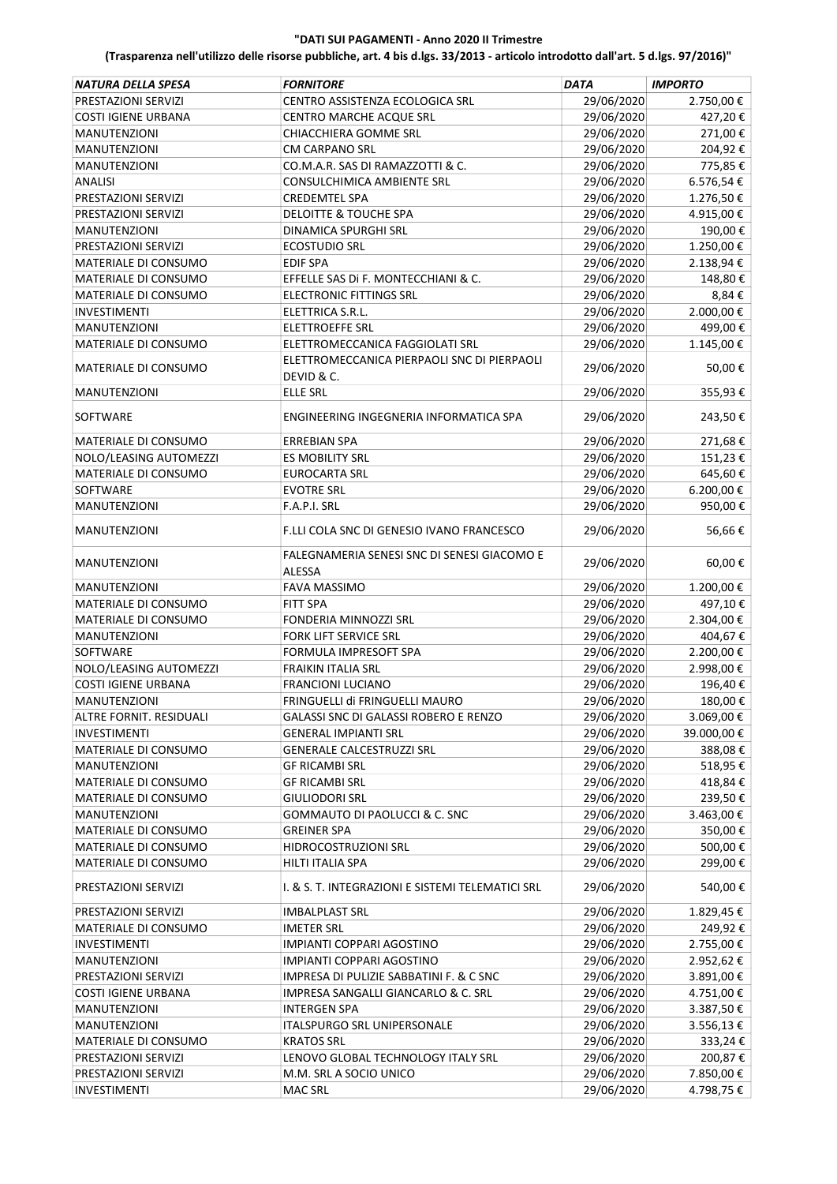**"DATI SUI PAGAMENTI - Anno 2020 II Trimestre**

**(Trasparenza nell'utilizzo delle risorse pubbliche, art. 4 bis d.lgs. 33/2013 - articolo introdotto dall'art. 5 d.lgs. 97/2016)"**

| *NATURA DELLA SPESA* | *FORNITORE* | *DATA* | *IMPORTO* |
|---|---|---|---|
| PRESTAZIONI SERVIZI | CENTRO ASSISTENZA ECOLOGICA SRL | 29/06/2020 | 2.750,00 € |
| COSTI IGIENE URBANA | CENTRO MARCHE ACQUE SRL | 29/06/2020 | 427,20 € |
| MANUTENZIONI | CHIACCHIERA GOMME SRL | 29/06/2020 | 271,00 € |
| MANUTENZIONI | CM CARPANO SRL | 29/06/2020 | 204,92 € |
| MANUTENZIONI | CO.M.A.R. SAS DI RAMAZZOTTI & C. | 29/06/2020 | 775,85 € |
| ANALISI | CONSULCHIMICA AMBIENTE SRL | 29/06/2020 | 6.576,54 € |
| PRESTAZIONI SERVIZI | CREDEMTEL SPA | 29/06/2020 | 1.276,50 € |
| PRESTAZIONI SERVIZI | DELOITTE & TOUCHE SPA | 29/06/2020 | 4.915,00 € |
| MANUTENZIONI | DINAMICA SPURGHI SRL | 29/06/2020 | 190,00 € |
| PRESTAZIONI SERVIZI | ECOSTUDIO SRL | 29/06/2020 | 1.250,00 € |
| MATERIALE DI CONSUMO | EDIF SPA | 29/06/2020 | 2.138,94 € |
| MATERIALE DI CONSUMO | EFFELLE SAS Di F. MONTECCHIANI & C. | 29/06/2020 | 148,80 € |
| MATERIALE DI CONSUMO | ELECTRONIC FITTINGS SRL | 29/06/2020 | 8,84 € |
| INVESTIMENTI | ELETTRICA S.R.L. | 29/06/2020 | 2.000,00 € |
| MANUTENZIONI | ELETTROEFFE SRL | 29/06/2020 | 499,00 € |
| MATERIALE DI CONSUMO | ELETTROMECCANICA FAGGIOLATI SRL | 29/06/2020 | 1.145,00 € |
| MATERIALE DI CONSUMO | ELETTROMECCANICA PIERPAOLI SNC DI PIERPAOLI DEVID & C. | 29/06/2020 | 50,00 € |
| MANUTENZIONI | ELLE SRL | 29/06/2020 | 355,93 € |
| SOFTWARE | ENGINEERING INGEGNERIA INFORMATICA SPA | 29/06/2020 | 243,50 € |
| MATERIALE DI CONSUMO | ERREBIAN SPA | 29/06/2020 | 271,68 € |
| NOLO/LEASING AUTOMEZZI | ES MOBILITY SRL | 29/06/2020 | 151,23 € |
| MATERIALE DI CONSUMO | EUROCARTA SRL | 29/06/2020 | 645,60 € |
| SOFTWARE | EVOTRE SRL | 29/06/2020 | 6.200,00 € |
| MANUTENZIONI | F.A.P.I. SRL | 29/06/2020 | 950,00 € |
| MANUTENZIONI | F.LLI COLA SNC DI GENESIO IVANO FRANCESCO | 29/06/2020 | 56,66 € |
| MANUTENZIONI | FALEGNAMERIA SENESI SNC DI SENESI GIACOMO E ALESSA | 29/06/2020 | 60,00 € |
| MANUTENZIONI | FAVA MASSIMO | 29/06/2020 | 1.200,00 € |
| MATERIALE DI CONSUMO | FITT SPA | 29/06/2020 | 497,10 € |
| MATERIALE DI CONSUMO | FONDERIA MINNOZZI SRL | 29/06/2020 | 2.304,00 € |
| MANUTENZIONI | FORK LIFT SERVICE SRL | 29/06/2020 | 404,67 € |
| SOFTWARE | FORMULA IMPRESOFT SPA | 29/06/2020 | 2.200,00 € |
| NOLO/LEASING AUTOMEZZI | FRAIKIN ITALIA SRL | 29/06/2020 | 2.998,00 € |
| COSTI IGIENE URBANA | FRANCIONI LUCIANO | 29/06/2020 | 196,40 € |
| MANUTENZIONI | FRINGUELLI di FRINGUELLI MAURO | 29/06/2020 | 180,00 € |
| ALTRE FORNIT. RESIDUALI | GALASSI SNC DI GALASSI ROBERO E RENZO | 29/06/2020 | 3.069,00 € |
| INVESTIMENTI | GENERAL IMPIANTI SRL | 29/06/2020 | 39.000,00 € |
| MATERIALE DI CONSUMO | GENERALE CALCESTRUZZI SRL | 29/06/2020 | 388,08 € |
| MANUTENZIONI | GF RICAMBI SRL | 29/06/2020 | 518,95 € |
| MATERIALE DI CONSUMO | GF RICAMBI SRL | 29/06/2020 | 418,84 € |
| MATERIALE DI CONSUMO | GIULIODORI SRL | 29/06/2020 | 239,50 € |
| MANUTENZIONI | GOMMAUTO DI PAOLUCCI & C. SNC | 29/06/2020 | 3.463,00 € |
| MATERIALE DI CONSUMO | GREINER SPA | 29/06/2020 | 350,00 € |
| MATERIALE DI CONSUMO | HIDROCOSTRUZIONI SRL | 29/06/2020 | 500,00 € |
| MATERIALE DI CONSUMO | HILTI ITALIA SPA | 29/06/2020 | 299,00 € |
| PRESTAZIONI SERVIZI | I. & S. T. INTEGRAZIONI E SISTEMI TELEMATICI SRL | 29/06/2020 | 540,00 € |
| PRESTAZIONI SERVIZI | IMBALPLAST SRL | 29/06/2020 | 1.829,45 € |
| MATERIALE DI CONSUMO | IMETER SRL | 29/06/2020 | 249,92 € |
| INVESTIMENTI | IMPIANTI COPPARI AGOSTINO | 29/06/2020 | 2.755,00 € |
| MANUTENZIONI | IMPIANTI COPPARI AGOSTINO | 29/06/2020 | 2.952,62 € |
| PRESTAZIONI SERVIZI | IMPRESA DI PULIZIE SABBATINI F. & C SNC | 29/06/2020 | 3.891,00 € |
| COSTI IGIENE URBANA | IMPRESA SANGALLI GIANCARLO & C. SRL | 29/06/2020 | 4.751,00 € |
| MANUTENZIONI | INTERGEN SPA | 29/06/2020 | 3.387,50 € |
| MANUTENZIONI | ITALSPURGO SRL UNIPERSONALE | 29/06/2020 | 3.556,13 € |
| MATERIALE DI CONSUMO | KRATOS SRL | 29/06/2020 | 333,24 € |
| PRESTAZIONI SERVIZI | LENOVO GLOBAL TECHNOLOGY ITALY SRL | 29/06/2020 | 200,87 € |
| PRESTAZIONI SERVIZI | M.M. SRL A SOCIO UNICO | 29/06/2020 | 7.850,00 € |
| INVESTIMENTI | MAC SRL | 29/06/2020 | 4.798,75 € |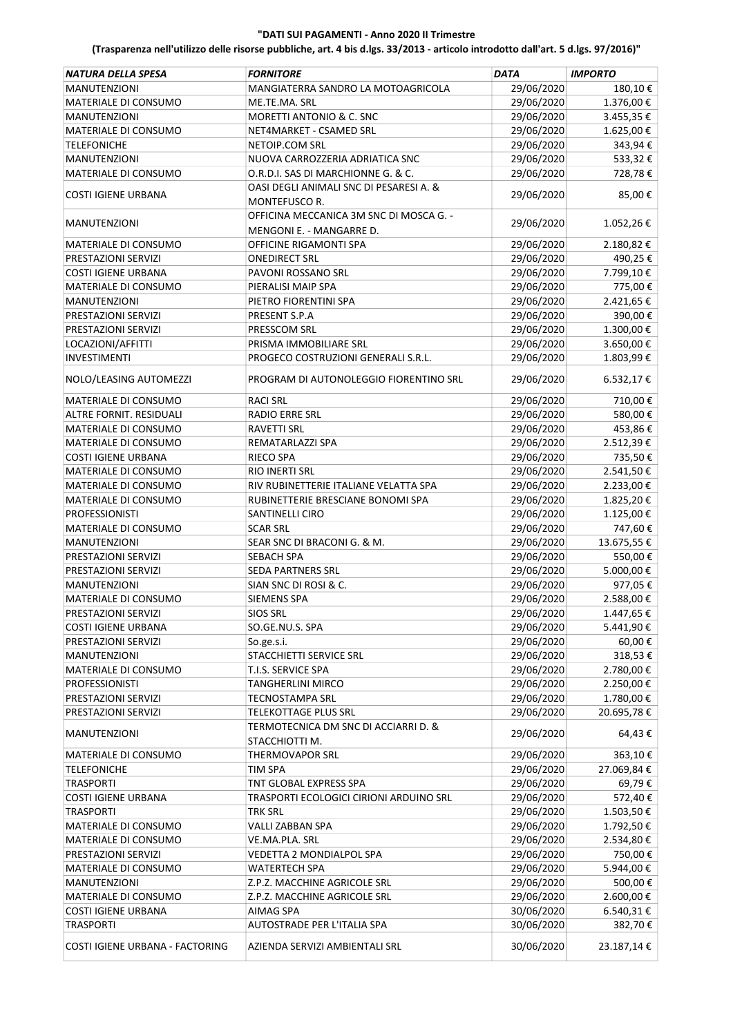**"DATI SUI PAGAMENTI - Anno 2020 II Trimestre**

**(Trasparenza nell'utilizzo delle risorse pubbliche, art. 4 bis d.lgs. 33/2013 - articolo introdotto dall'art. 5 d.lgs. 97/2016)"**

| *NATURA DELLA SPESA* | *FORNITORE* | *DATA* | *IMPORTO* |
|---|---|---|---|
| MANUTENZIONI | MANGIATERRA SANDRO LA MOTOAGRICOLA | 29/06/2020 | 180,10 € |
| MATERIALE DI CONSUMO | ME.TE.MA. SRL | 29/06/2020 | 1.376,00 € |
| MANUTENZIONI | MORETTI ANTONIO & C. SNC | 29/06/2020 | 3.455,35 € |
| MATERIALE DI CONSUMO | NET4MARKET - CSAMED SRL | 29/06/2020 | 1.625,00 € |
| TELEFONICHE | NETOIP.COM SRL | 29/06/2020 | 343,94 € |
| MANUTENZIONI | NUOVA CARROZZERIA ADRIATICA SNC | 29/06/2020 | 533,32 € |
| MATERIALE DI CONSUMO | O.R.D.I. SAS DI MARCHIONNE G. & C. | 29/06/2020 | 728,78 € |
| COSTI IGIENE URBANA | OASI DEGLI ANIMALI SNC DI PESARESI A. & MONTEFUSCO R. | 29/06/2020 | 85,00 € |
| MANUTENZIONI | OFFICINA MECCANICA 3M SNC DI MOSCA G. - MENGONI E. - MANGARRE D. | 29/06/2020 | 1.052,26 € |
| MATERIALE DI CONSUMO | OFFICINE RIGAMONTI SPA | 29/06/2020 | 2.180,82 € |
| PRESTAZIONI SERVIZI | ONEDIRECT SRL | 29/06/2020 | 490,25 € |
| COSTI IGIENE URBANA | PAVONI ROSSANO SRL | 29/06/2020 | 7.799,10 € |
| MATERIALE DI CONSUMO | PIERALISI MAIP SPA | 29/06/2020 | 775,00 € |
| MANUTENZIONI | PIETRO FIORENTINI SPA | 29/06/2020 | 2.421,65 € |
| PRESTAZIONI SERVIZI | PRESENT S.P.A | 29/06/2020 | 390,00 € |
| PRESTAZIONI SERVIZI | PRESSCOM SRL | 29/06/2020 | 1.300,00 € |
| LOCAZIONI/AFFITTI | PRISMA IMMOBILIARE SRL | 29/06/2020 | 3.650,00 € |
| INVESTIMENTI | PROGECO COSTRUZIONI GENERALI S.R.L. | 29/06/2020 | 1.803,99 € |
| NOLO/LEASING AUTOMEZZI | PROGRAM DI AUTONOLEGGIO FIORENTINO SRL | 29/06/2020 | 6.532,17 € |
| MATERIALE DI CONSUMO | RACI SRL | 29/06/2020 | 710,00 € |
| ALTRE FORNIT. RESIDUALI | RADIO ERRE SRL | 29/06/2020 | 580,00 € |
| MATERIALE DI CONSUMO | RAVETTI SRL | 29/06/2020 | 453,86 € |
| MATERIALE DI CONSUMO | REMATARLAZZI SPA | 29/06/2020 | 2.512,39 € |
| COSTI IGIENE URBANA | RIECO SPA | 29/06/2020 | 735,50 € |
| MATERIALE DI CONSUMO | RIO INERTI SRL | 29/06/2020 | 2.541,50 € |
| MATERIALE DI CONSUMO | RIV RUBINETTERIE ITALIANE VELATTA SPA | 29/06/2020 | 2.233,00 € |
| MATERIALE DI CONSUMO | RUBINETTERIE BRESCIANE BONOMI SPA | 29/06/2020 | 1.825,20 € |
| PROFESSIONISTI | SANTINELLI CIRO | 29/06/2020 | 1.125,00 € |
| MATERIALE DI CONSUMO | SCAR SRL | 29/06/2020 | 747,60 € |
| MANUTENZIONI | SEAR SNC DI BRACONI G. & M. | 29/06/2020 | 13.675,55 € |
| PRESTAZIONI SERVIZI | SEBACH SPA | 29/06/2020 | 550,00 € |
| PRESTAZIONI SERVIZI | SEDA PARTNERS SRL | 29/06/2020 | 5.000,00 € |
| MANUTENZIONI | SIAN SNC DI ROSI & C. | 29/06/2020 | 977,05 € |
| MATERIALE DI CONSUMO | SIEMENS SPA | 29/06/2020 | 2.588,00 € |
| PRESTAZIONI SERVIZI | SIOS SRL | 29/06/2020 | 1.447,65 € |
| COSTI IGIENE URBANA | SO.GE.NU.S. SPA | 29/06/2020 | 5.441,90 € |
| PRESTAZIONI SERVIZI | So.ge.s.i. | 29/06/2020 | 60,00 € |
| MANUTENZIONI | STACCHIETTI SERVICE SRL | 29/06/2020 | 318,53 € |
| MATERIALE DI CONSUMO | T.I.S. SERVICE SPA | 29/06/2020 | 2.780,00 € |
| PROFESSIONISTI | TANGHERLINI MIRCO | 29/06/2020 | 2.250,00 € |
| PRESTAZIONI SERVIZI | TECNOSTAMPA SRL | 29/06/2020 | 1.780,00 € |
| PRESTAZIONI SERVIZI | TELEKOTTAGE PLUS SRL | 29/06/2020 | 20.695,78 € |
| MANUTENZIONI | TERMOTECNICA DM SNC DI ACCIARRI D. & STACCHIOTTI M. | 29/06/2020 | 64,43 € |
| MATERIALE DI CONSUMO | THERMOVAPOR SRL | 29/06/2020 | 363,10 € |
| TELEFONICHE | TIM SPA | 29/06/2020 | 27.069,84 € |
| TRASPORTI | TNT GLOBAL EXPRESS SPA | 29/06/2020 | 69,79 € |
| COSTI IGIENE URBANA | TRASPORTI ECOLOGICI CIRIONI ARDUINO SRL | 29/06/2020 | 572,40 € |
| TRASPORTI | TRK SRL | 29/06/2020 | 1.503,50 € |
| MATERIALE DI CONSUMO | VALLI ZABBAN SPA | 29/06/2020 | 1.792,50 € |
| MATERIALE DI CONSUMO | VE.MA.PLA. SRL | 29/06/2020 | 2.534,80 € |
| PRESTAZIONI SERVIZI | VEDETTA 2 MONDIALPOL SPA | 29/06/2020 | 750,00 € |
| MATERIALE DI CONSUMO | WATERTECH SPA | 29/06/2020 | 5.944,00 € |
| MANUTENZIONI | Z.P.Z. MACCHINE AGRICOLE SRL | 29/06/2020 | 500,00 € |
| MATERIALE DI CONSUMO | Z.P.Z. MACCHINE AGRICOLE SRL | 29/06/2020 | 2.600,00 € |
| COSTI IGIENE URBANA | AIMAG SPA | 30/06/2020 | 6.540,31 € |
| TRASPORTI | AUTOSTRADE PER L'ITALIA SPA | 30/06/2020 | 382,70 € |
| COSTI IGIENE URBANA - FACTORING | AZIENDA SERVIZI AMBIENTALI SRL | 30/06/2020 | 23.187,14 € |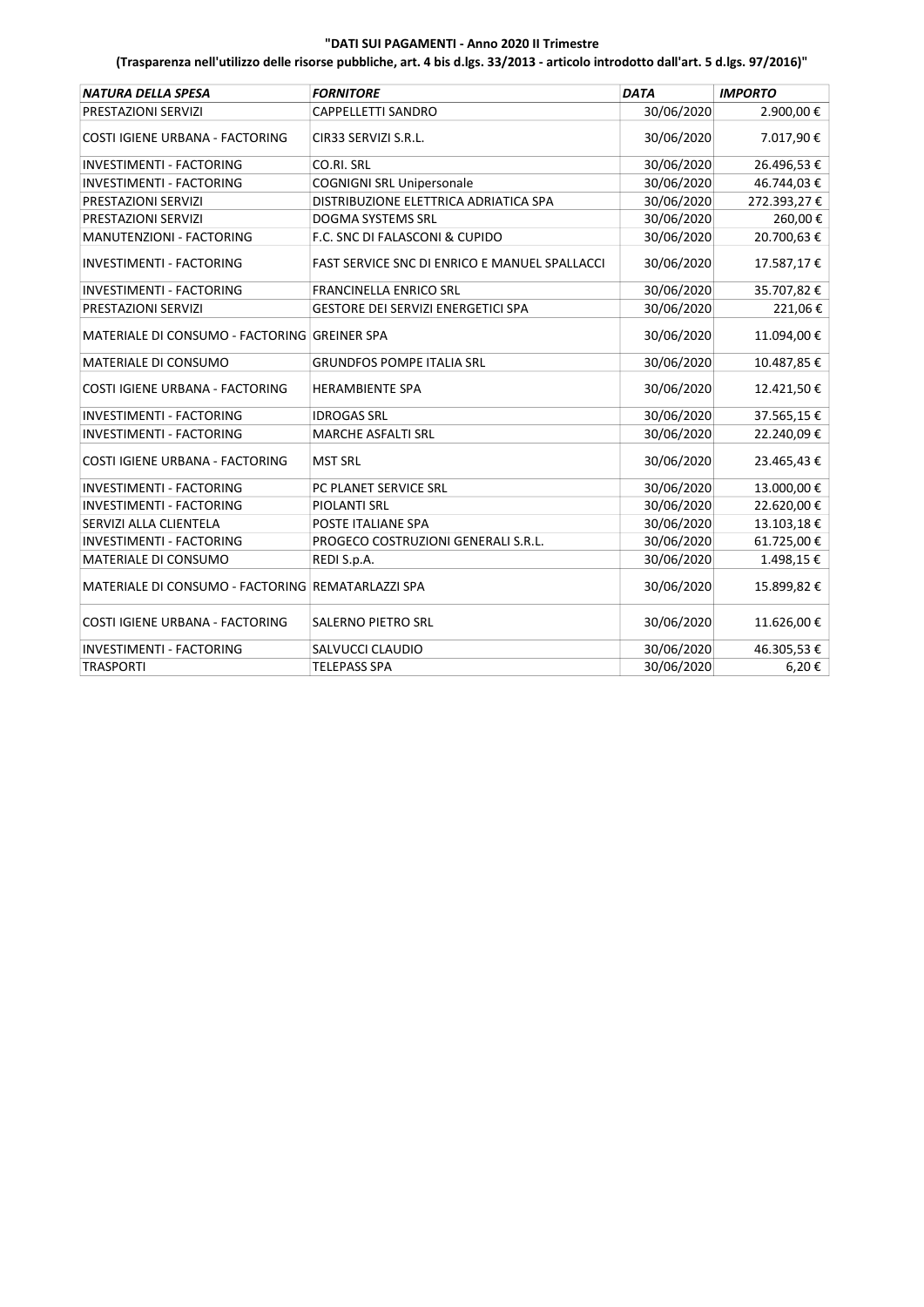**"DATI SUI PAGAMENTI - Anno 2020 II Trimestre**

**(Trasparenza nell'utilizzo delle risorse pubbliche, art. 4 bis d.lgs. 33/2013 - articolo introdotto dall'art. 5 d.lgs. 97/2016)"**

| *NATURA DELLA SPESA* | *FORNITORE* | *DATA* | *IMPORTO* |
|---|---|---|---|
| PRESTAZIONI SERVIZI | CAPPELLETTI SANDRO | 30/06/2020 | 2.900,00 € |
| COSTI IGIENE URBANA - FACTORING | CIR33 SERVIZI S.R.L. | 30/06/2020 | 7.017,90 € |
| INVESTIMENTI - FACTORING | CO.RI. SRL | 30/06/2020 | 26.496,53 € |
| INVESTIMENTI - FACTORING | COGNIGNI SRL Unipersonale | 30/06/2020 | 46.744,03 € |
| PRESTAZIONI SERVIZI | DISTRIBUZIONE ELETTRICA ADRIATICA SPA | 30/06/2020 | 272.393,27 € |
| PRESTAZIONI SERVIZI | DOGMA SYSTEMS SRL | 30/06/2020 | 260,00 € |
| MANUTENZIONI - FACTORING | F.C. SNC DI FALASCONI & CUPIDO | 30/06/2020 | 20.700,63 € |
| INVESTIMENTI - FACTORING | FAST SERVICE SNC DI ENRICO E MANUEL SPALLACCI | 30/06/2020 | 17.587,17 € |
| INVESTIMENTI - FACTORING | FRANCINELLA ENRICO SRL | 30/06/2020 | 35.707,82 € |
| PRESTAZIONI SERVIZI | GESTORE DEI SERVIZI ENERGETICI SPA | 30/06/2020 | 221,06 € |
| MATERIALE DI CONSUMO - FACTORING | GREINER SPA | 30/06/2020 | 11.094,00 € |
| MATERIALE DI CONSUMO | GRUNDFOS POMPE ITALIA SRL | 30/06/2020 | 10.487,85 € |
| COSTI IGIENE URBANA - FACTORING | HERAMBIENTE SPA | 30/06/2020 | 12.421,50 € |
| INVESTIMENTI - FACTORING | IDROGAS SRL | 30/06/2020 | 37.565,15 € |
| INVESTIMENTI - FACTORING | MARCHE ASFALTI SRL | 30/06/2020 | 22.240,09 € |
| COSTI IGIENE URBANA - FACTORING | MST SRL | 30/06/2020 | 23.465,43 € |
| INVESTIMENTI - FACTORING | PC PLANET SERVICE SRL | 30/06/2020 | 13.000,00 € |
| INVESTIMENTI - FACTORING | PIOLANTI SRL | 30/06/2020 | 22.620,00 € |
| SERVIZI ALLA CLIENTELA | POSTE ITALIANE SPA | 30/06/2020 | 13.103,18 € |
| INVESTIMENTI - FACTORING | PROGECO COSTRUZIONI GENERALI S.R.L. | 30/06/2020 | 61.725,00 € |
| MATERIALE DI CONSUMO | REDI S.p.A. | 30/06/2020 | 1.498,15 € |
| MATERIALE DI CONSUMO - FACTORING | REMATARLAZZI SPA | 30/06/2020 | 15.899,82 € |
| COSTI IGIENE URBANA - FACTORING | SALERNO PIETRO SRL | 30/06/2020 | 11.626,00 € |
| INVESTIMENTI - FACTORING | SALVUCCI CLAUDIO | 30/06/2020 | 46.305,53 € |
| TRASPORTI | TELEPASS SPA | 30/06/2020 | 6,20 € |